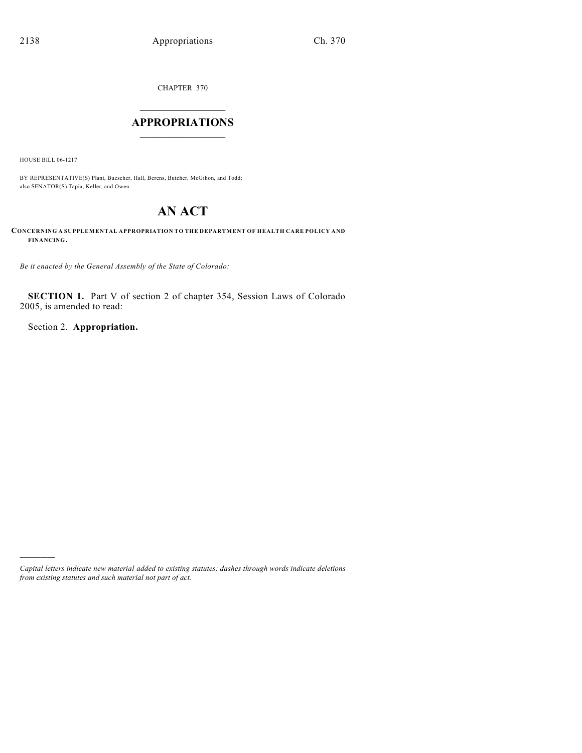CHAPTER 370

# APPROPRIATIONS

HOUSE BILL 06-1217

BY REPRESENTATIVE(S) Plant, Buescher, Hall, Berens, Butcher, McGihon, and Todd;
also SENATOR(S) Tapia, Keller, and Owen.

# AN ACT

**CONCERNING A SUPPLEMENTAL APPROPRIATION TO THE DEPARTMENT OF HEALTH CARE POLICY AND FINANCING.**

*Be it enacted by the General Assembly of the State of Colorado:*

**SECTION 1.** Part V of section 2 of chapter 354, Session Laws of Colorado 2005, is amended to read:

Section 2. **Appropriation.**

---

*Capital letters indicate new material added to existing statutes; dashes through words indicate deletions from existing statutes and such material not part of act.*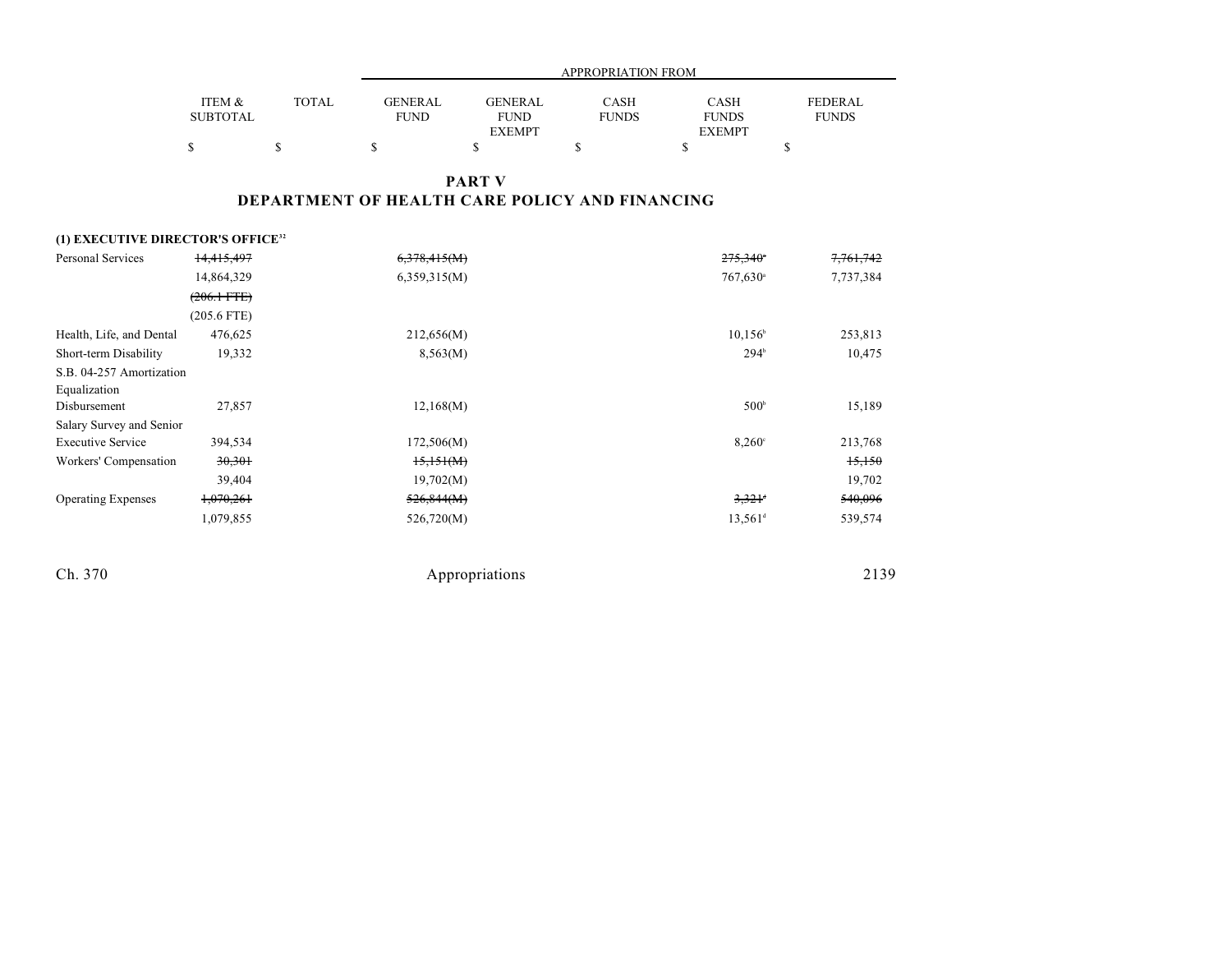| | ITEM & SUBTOTAL | TOTAL | APPROPRIATION FROM GENERAL FUND | GENERAL FUND EXEMPT | CASH FUNDS | CASH FUNDS EXEMPT | FEDERAL FUNDS |
|---|---|---|---|---|---|---|---|
| | $ | $ | $ | $ | $ | $ | $ |

## PART V
## DEPARTMENT OF HEALTH CARE POLICY AND FINANCING

**(1) EXECUTIVE DIRECTOR'S OFFICE**[32]

| | ITEM & SUBTOTAL | TOTAL | GENERAL FUND | GENERAL FUND EXEMPT | CASH FUNDS | CASH FUNDS EXEMPT | FEDERAL FUNDS |
|---|---|---|---|---|---|---|---|
| Personal Services | ~~14,415,497~~ | | ~~6,378,415(M)~~ | | | ~~275,340~~[a] | ~~7,761,742~~ |
| | 14,864,329 | | 6,359,315(M) | | | 767,630[a] | 7,737,384 |
| | ~~(206.1 FTE)~~ | | | | | | |
| | (205.6 FTE) | | | | | | |
| Health, Life, and Dental | 476,625 | | 212,656(M) | | | 10,156[b] | 253,813 |
| Short-term Disability | 19,332 | | 8,563(M) | | | 294[b] | 10,475 |
| S.B. 04-257 Amortization Equalization Disbursement | 27,857 | | 12,168(M) | | | 500[b] | 15,189 |
| Salary Survey and Senior Executive Service | 394,534 | | 172,506(M) | | | 8,260[c] | 213,768 |
| Workers' Compensation | ~~30,301~~ | | ~~15,151(M)~~ | | | | ~~15,150~~ |
| | 39,404 | | 19,702(M) | | | | 19,702 |
| Operating Expenses | ~~1,070,261~~ | | ~~526,844(M)~~ | | | ~~3,321~~[d] | ~~540,096~~ |
| | 1,079,855 | | 526,720(M) | | | 13,561[d] | 539,574 |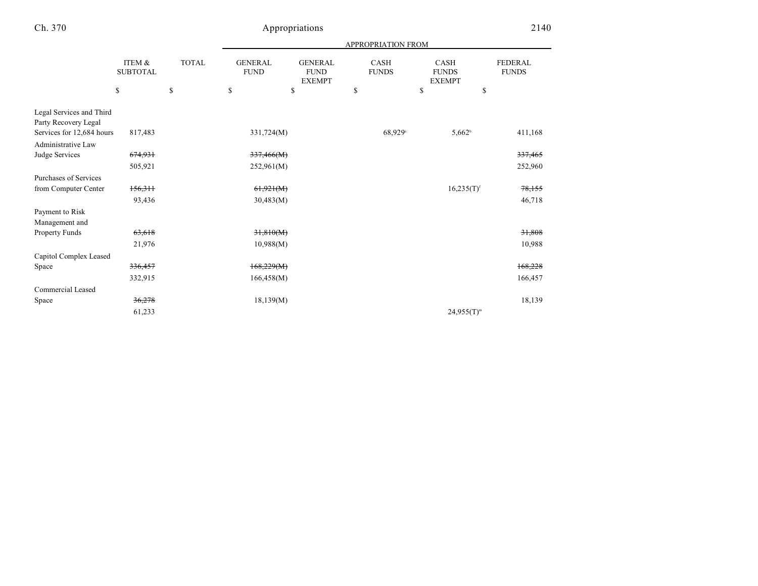| | ITEM & SUBTOTAL | TOTAL | APPROPRIATION FROM GENERAL FUND | GENERAL FUND EXEMPT | CASH FUNDS | CASH FUNDS EXEMPT | FEDERAL FUNDS |
|---|---|---|---|---|---|---|---|
| | $ | $ | $ | $ | $ | $ | $ |
| Legal Services and Third Party Recovery Legal Services for 12,684 hours | 817,483 | | 331,724(M) | | 68,929[e] | 5,662[h] | 411,168 |
| Administrative Law Judge Services | ~~674,931~~ | | ~~337,466(M)~~ | | | | ~~337,465~~ |
| | 505,921 | | 252,961(M) | | | | 252,960 |
| Purchases of Services from Computer Center | ~~156,311~~ | | ~~61,921(M)~~ | | | 16,235(T)[f] | ~~78,155~~ |
| | 93,436 | | 30,483(M) | | | | 46,718 |
| Payment to Risk Management and Property Funds | ~~63,618~~ | | ~~31,810(M)~~ | | | | ~~31,808~~ |
| | 21,976 | | 10,988(M) | | | | 10,988 |
| Capitol Complex Leased Space | ~~336,457~~ | | ~~168,229(M)~~ | | | | ~~168,228~~ |
| | 332,915 | | 166,458(M) | | | | 166,457 |
| Commercial Leased Space | ~~36,278~~ | | 18,139(M) | | | | 18,139 |
| | 61,233 | | | | | 24,955(T)[m] | |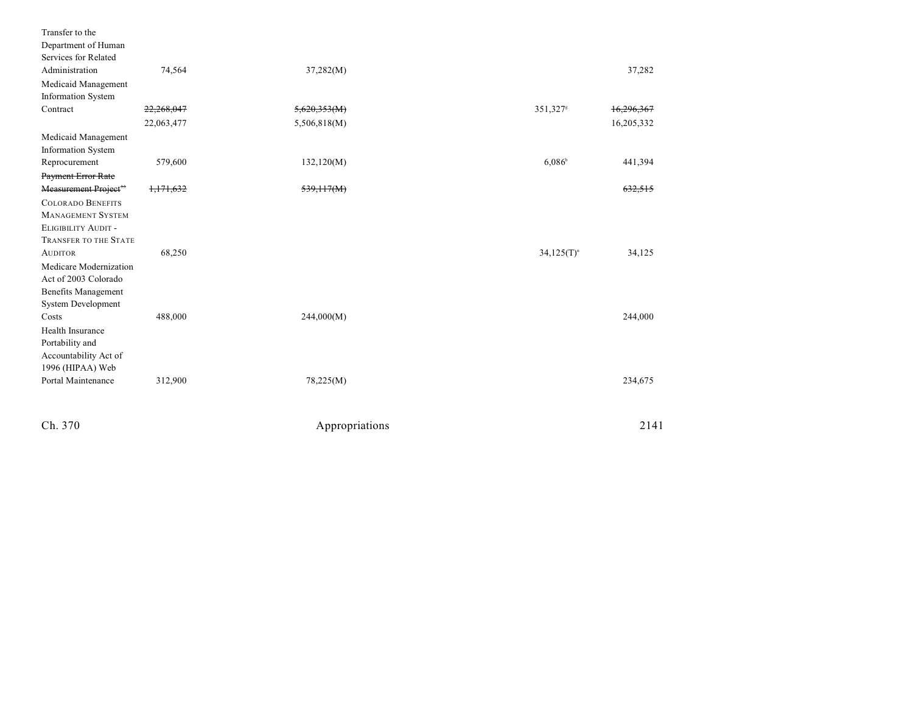| | | | | | |
|---|---|---|---|---|---|
| Transfer to the Department of Human Services for Related Administration | 74,564 | 37,282(M) | | | 37,282 |
| Medicaid Management Information System Contract | ~~22,268,047~~ | ~~5,620,353(M)~~ | | 351,327[g] | ~~16,296,367~~ |
| | 22,063,477 | 5,506,818(M) | | | 16,205,332 |
| Medicaid Management Information System Reprocurement | 579,600 | 132,120(M) | | 6,086[b] | 441,394 |
| ~~Payment Error Rate Measurement Project~~[22] | ~~1,171,632~~ | ~~539,117(M)~~ | | | ~~632,515~~ |
| COLORADO BENEFITS MANAGEMENT SYSTEM ELIGIBILITY AUDIT - TRANSFER TO THE STATE AUDITOR | 68,250 | | | 34,125(T)[a] | 34,125 |
| Medicare Modernization Act of 2003 Colorado Benefits Management System Development Costs | 488,000 | 244,000(M) | | | 244,000 |
| Health Insurance Portability and Accountability Act of 1996 (HIPAA) Web Portal Maintenance | 312,900 | 78,225(M) | | | 234,675 |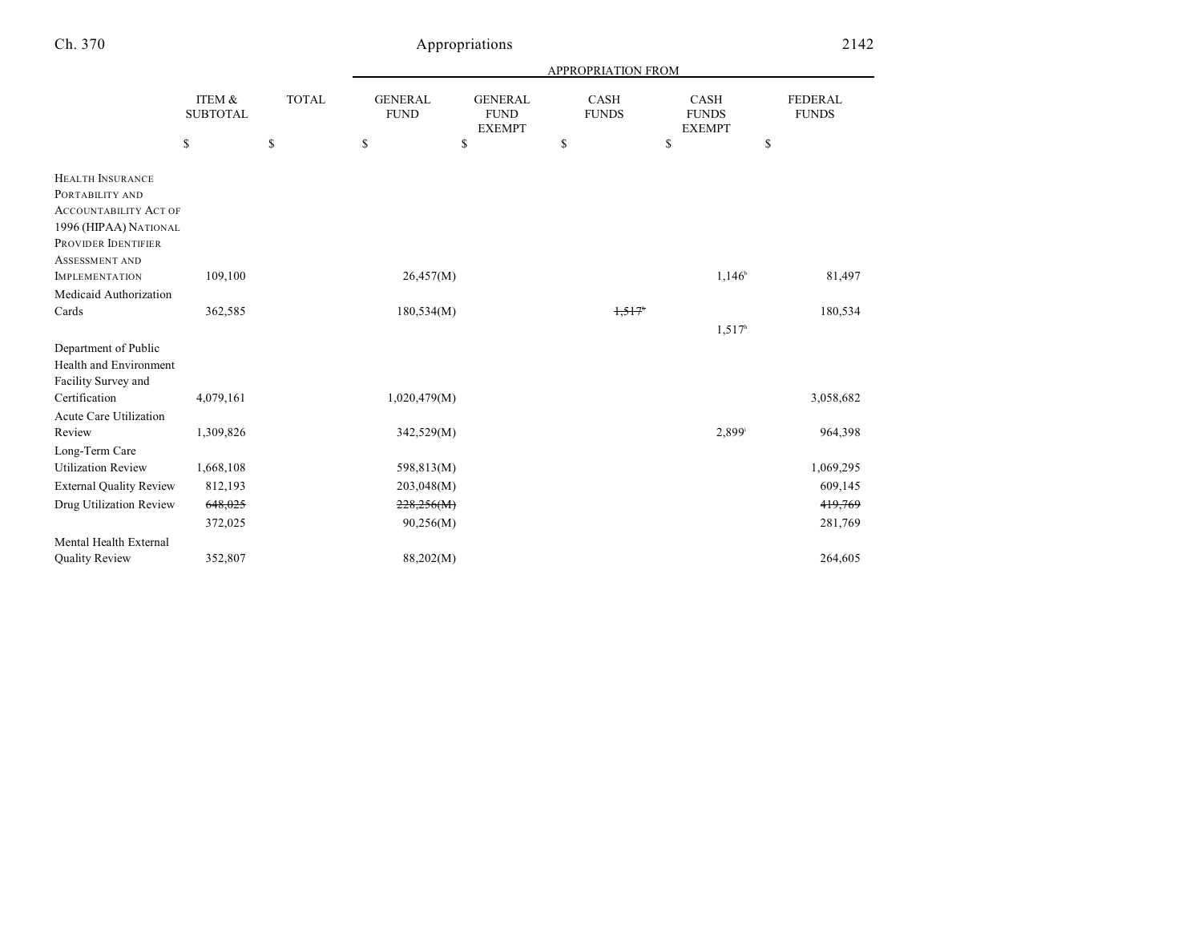| | ITEM & SUBTOTAL | TOTAL | GENERAL FUND | GENERAL FUND EXEMPT | CASH FUNDS | CASH FUNDS EXEMPT | FEDERAL FUNDS |
|---|---|---|---|---|---|---|---|
| | | | APPROPRIATION FROM | | | | |
| | $ | $ | $ | $ | $ | $ | $ |
| HEALTH INSURANCE PORTABILITY AND ACCOUNTABILITY ACT OF 1996 (HIPAA) NATIONAL PROVIDER IDENTIFIER ASSESSMENT AND IMPLEMENTATION | 109,100 | | 26,457(M) | | | 1,146[h] | 81,497 |
| Medicaid Authorization Cards | 362,585 | | 180,534(M) | | ~~1,517[g]~~ | 1,517[h] | 180,534 |
| Department of Public Health and Environment Facility Survey and Certification | 4,079,161 | | 1,020,479(M) | | | | 3,058,682 |
| Acute Care Utilization Review | 1,309,826 | | 342,529(M) | | | 2,899[i] | 964,398 |
| Long-Term Care Utilization Review | 1,668,108 | | 598,813(M) | | | | 1,069,295 |
| External Quality Review | 812,193 | | 203,048(M) | | | | 609,145 |
| Drug Utilization Review | ~~648,025~~ 372,025 | | ~~228,256(M)~~ 90,256(M) | | | | ~~419,769~~ 281,769 |
| Mental Health External Quality Review | 352,807 | | 88,202(M) | | | | 264,605 |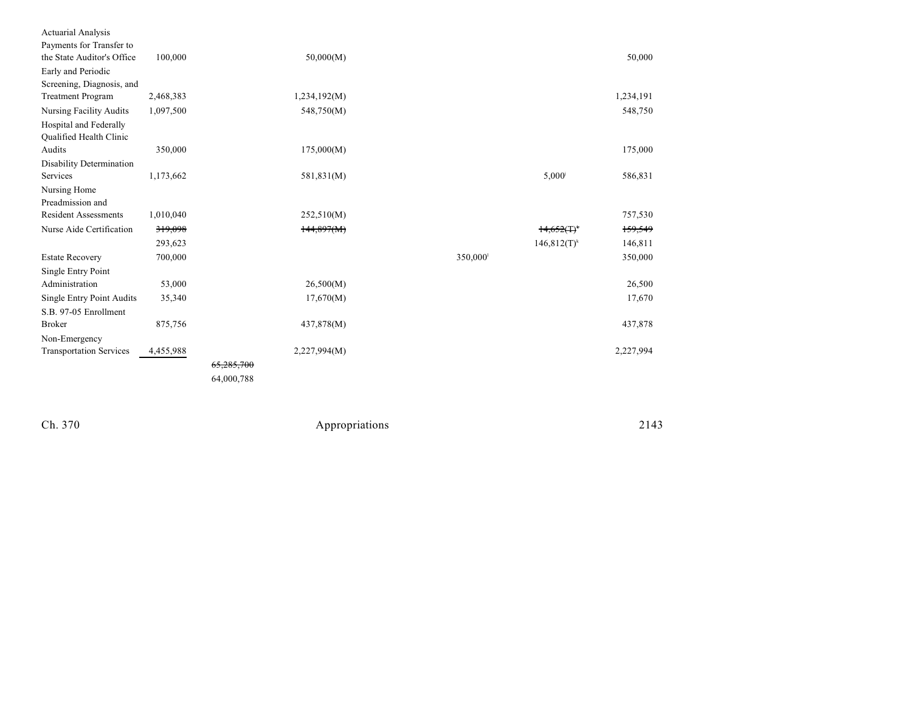| | | | | | | | |
|---|---|---|---|---|---|---|---|
| Actuarial Analysis Payments for Transfer to the State Auditor's Office | 100,000 | | 50,000(M) | | | | 50,000 |
| Early and Periodic Screening, Diagnosis, and Treatment Program | 2,468,383 | | 1,234,192(M) | | | | 1,234,191 |
| Nursing Facility Audits | 1,097,500 | | 548,750(M) | | | | 548,750 |
| Hospital and Federally Qualified Health Clinic Audits | 350,000 | | 175,000(M) | | | | 175,000 |
| Disability Determination Services | 1,173,662 | | 581,831(M) | | | 5,000[j] | 586,831 |
| Nursing Home Preadmission and Resident Assessments | 1,010,040 | | 252,510(M) | | | | 757,530 |
| Nurse Aide Certification | ~~319,098~~ 293,623 | | ~~144,897(M)~~ | | | ~~14,652(T)[k]~~ 146,812(T)[k] | ~~159,549~~ 146,811 |
| Estate Recovery | 700,000 | | | | 350,000[l] | | 350,000 |
| Single Entry Point Administration | 53,000 | | 26,500(M) | | | | 26,500 |
| Single Entry Point Audits | 35,340 | | 17,670(M) | | | | 17,670 |
| S.B. 97-05 Enrollment Broker | 875,756 | | 437,878(M) | | | | 437,878 |
| Non-Emergency Transportation Services | 4,455,988 | | 2,227,994(M) | | | | 2,227,994 |
| | | ~~65,285,700~~ 64,000,788 | | | | | |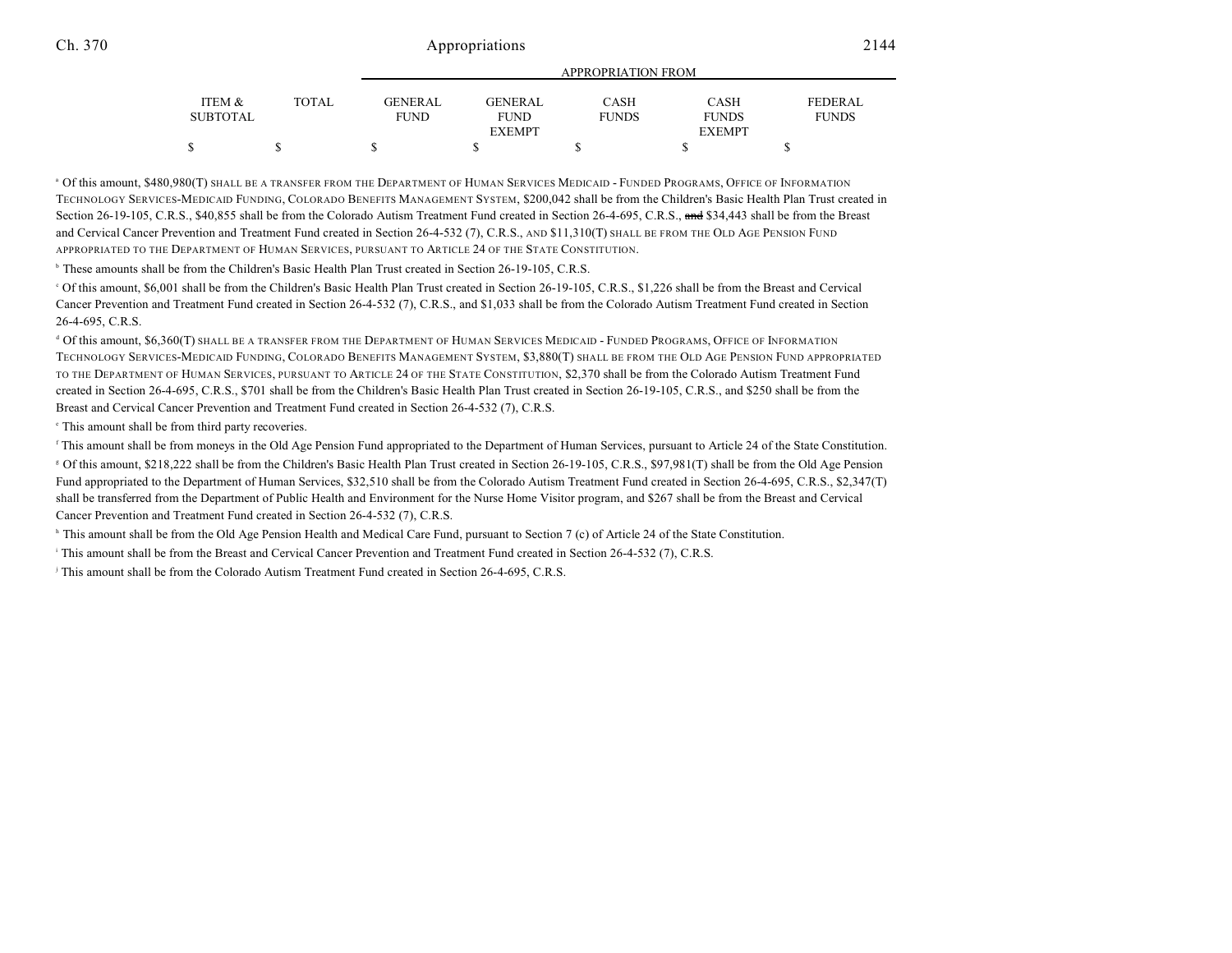| ITEM & SUBTOTAL | TOTAL | APPROPRIATION FROM | | | | |
|---|---|---|---|---|---|---|
| | | GENERAL FUND | GENERAL FUND EXEMPT | CASH FUNDS | CASH FUNDS EXEMPT | FEDERAL FUNDS |
| $ | $ | $ | $ | $ | $ | $ |

[a] Of this amount, $480,980(T) SHALL BE A TRANSFER FROM THE DEPARTMENT OF HUMAN SERVICES MEDICAID - FUNDED PROGRAMS, OFFICE OF INFORMATION TECHNOLOGY SERVICES-MEDICAID FUNDING, COLORADO BENEFITS MANAGEMENT SYSTEM, $200,042 shall be from the Children's Basic Health Plan Trust created in Section 26-19-105, C.R.S., $40,855 shall be from the Colorado Autism Treatment Fund created in Section 26-4-695, C.R.S., ~~and~~ $34,443 shall be from the Breast and Cervical Cancer Prevention and Treatment Fund created in Section 26-4-532 (7), C.R.S., AND $11,310(T) SHALL BE FROM THE OLD AGE PENSION FUND APPROPRIATED TO THE DEPARTMENT OF HUMAN SERVICES, PURSUANT TO ARTICLE 24 OF THE STATE CONSTITUTION.

[b] These amounts shall be from the Children's Basic Health Plan Trust created in Section 26-19-105, C.R.S.

[c] Of this amount, $6,001 shall be from the Children's Basic Health Plan Trust created in Section 26-19-105, C.R.S., $1,226 shall be from the Breast and Cervical Cancer Prevention and Treatment Fund created in Section 26-4-532 (7), C.R.S., and $1,033 shall be from the Colorado Autism Treatment Fund created in Section 26-4-695, C.R.S.

[d] Of this amount, $6,360(T) SHALL BE A TRANSFER FROM THE DEPARTMENT OF HUMAN SERVICES MEDICAID - FUNDED PROGRAMS, OFFICE OF INFORMATION TECHNOLOGY SERVICES-MEDICAID FUNDING, COLORADO BENEFITS MANAGEMENT SYSTEM, $3,880(T) SHALL BE FROM THE OLD AGE PENSION FUND APPROPRIATED TO THE DEPARTMENT OF HUMAN SERVICES, PURSUANT TO ARTICLE 24 OF THE STATE CONSTITUTION, $2,370 shall be from the Colorado Autism Treatment Fund created in Section 26-4-695, C.R.S., $701 shall be from the Children's Basic Health Plan Trust created in Section 26-19-105, C.R.S., and $250 shall be from the Breast and Cervical Cancer Prevention and Treatment Fund created in Section 26-4-532 (7), C.R.S.

[e] This amount shall be from third party recoveries.

[f] This amount shall be from moneys in the Old Age Pension Fund appropriated to the Department of Human Services, pursuant to Article 24 of the State Constitution.

[g] Of this amount, $218,222 shall be from the Children's Basic Health Plan Trust created in Section 26-19-105, C.R.S., $97,981(T) shall be from the Old Age Pension Fund appropriated to the Department of Human Services, $32,510 shall be from the Colorado Autism Treatment Fund created in Section 26-4-695, C.R.S., $2,347(T) shall be transferred from the Department of Public Health and Environment for the Nurse Home Visitor program, and $267 shall be from the Breast and Cervical Cancer Prevention and Treatment Fund created in Section 26-4-532 (7), C.R.S.

[h] This amount shall be from the Old Age Pension Health and Medical Care Fund, pursuant to Section 7 (c) of Article 24 of the State Constitution.

[i] This amount shall be from the Breast and Cervical Cancer Prevention and Treatment Fund created in Section 26-4-532 (7), C.R.S.

[j] This amount shall be from the Colorado Autism Treatment Fund created in Section 26-4-695, C.R.S.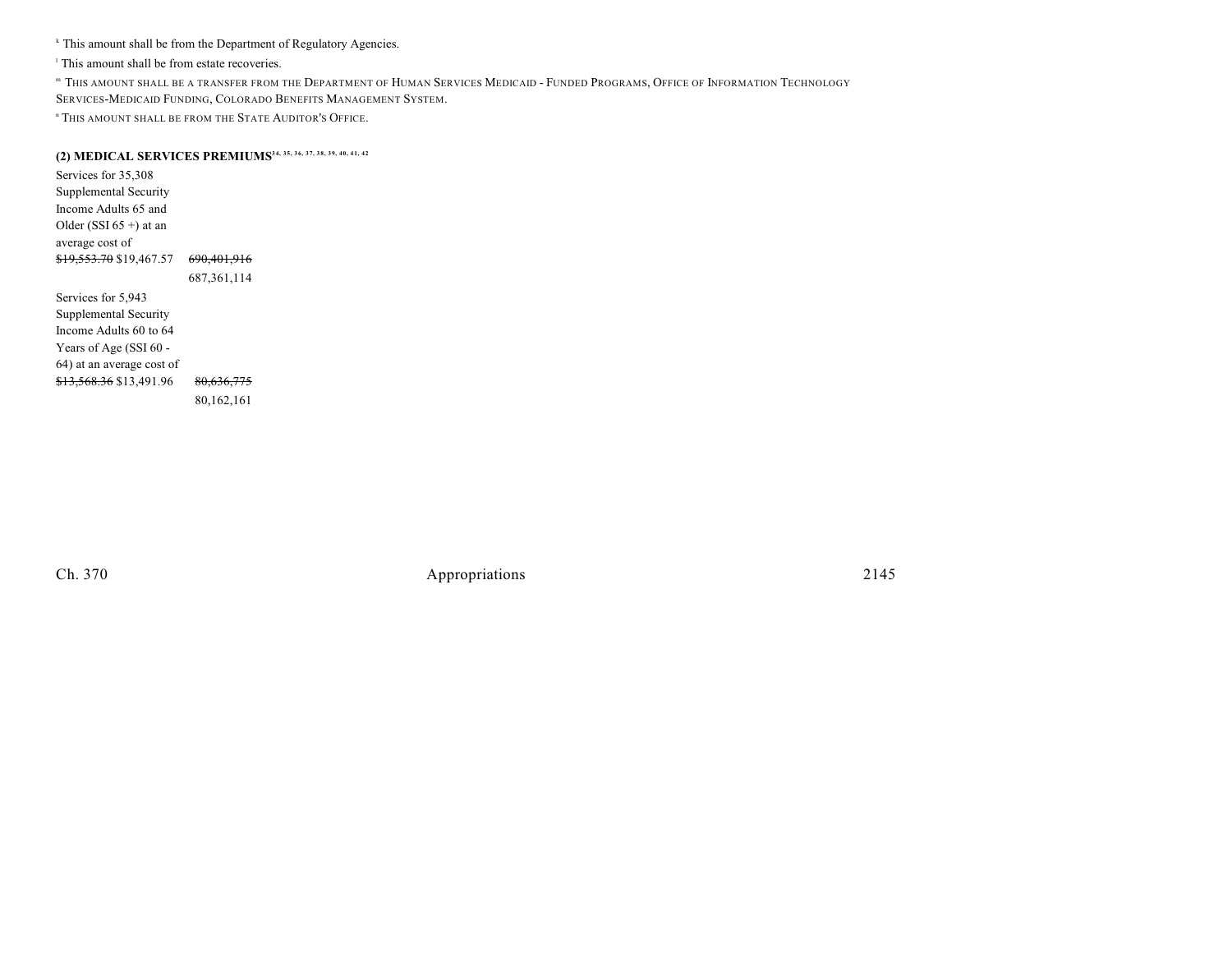[k] This amount shall be from the Department of Regulatory Agencies.

[l] This amount shall be from estate recoveries.

[m] THIS AMOUNT SHALL BE A TRANSFER FROM THE DEPARTMENT OF HUMAN SERVICES MEDICAID - FUNDED PROGRAMS, OFFICE OF INFORMATION TECHNOLOGY SERVICES-MEDICAID FUNDING, COLORADO BENEFITS MANAGEMENT SYSTEM.

[n] THIS AMOUNT SHALL BE FROM THE STATE AUDITOR'S OFFICE.

**(2) MEDICAL SERVICES PREMIUMS[34, 35, 36, 37, 38, 39, 40, 41, 42]**

Services for 35,308 Supplemental Security Income Adults 65 and Older (SSI 65 +) at an average cost of ~~$19,553.70~~ $19,467.57 ~~690,401,916~~ 687,361,114

Services for 5,943 Supplemental Security Income Adults 60 to 64 Years of Age (SSI 60 - 64) at an average cost of ~~$13,568.36~~ $13,491.96 ~~80,636,775~~ 80,162,161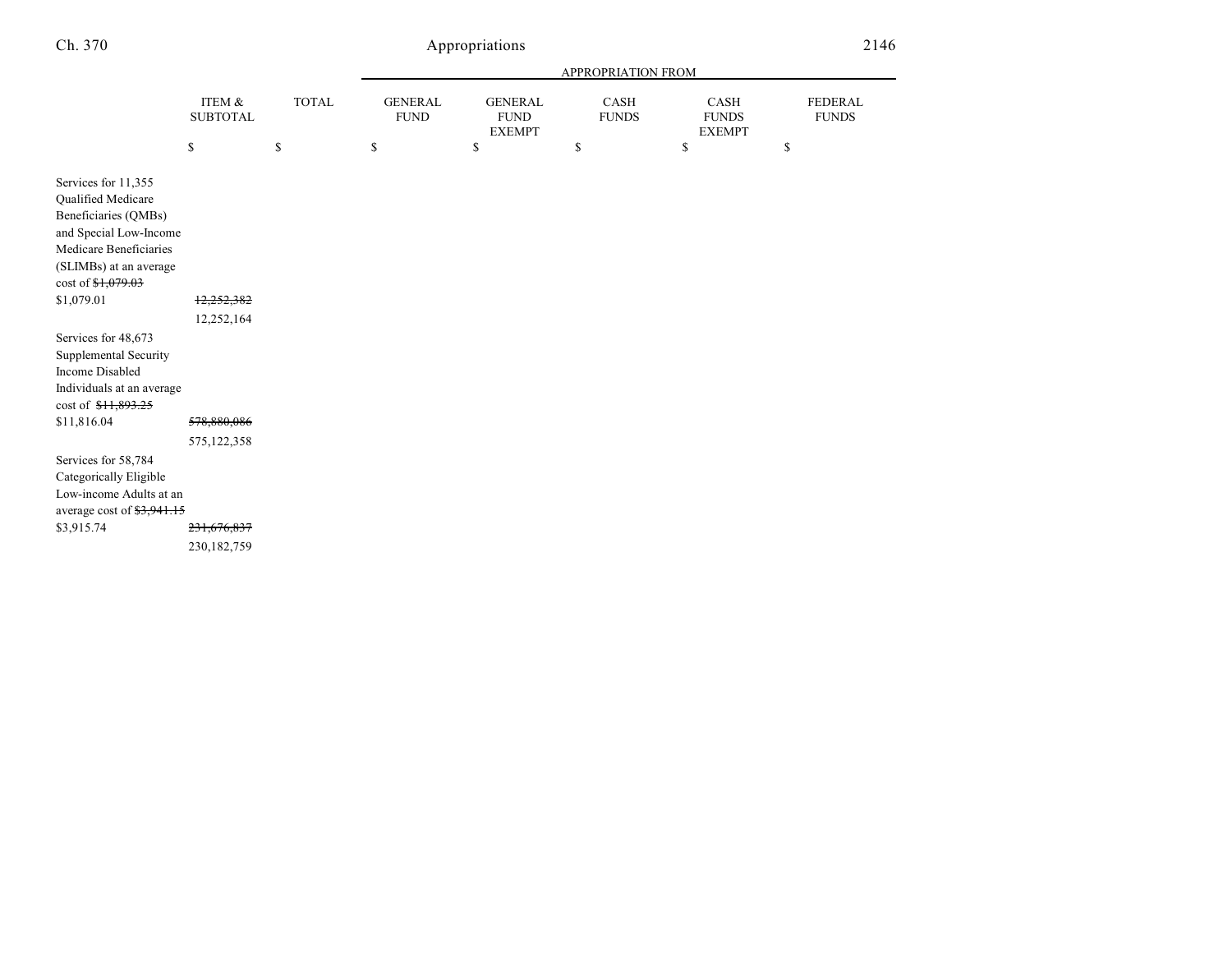| | ITEM & SUBTOTAL | TOTAL | GENERAL FUND | GENERAL FUND EXEMPT | CASH FUNDS | CASH FUNDS EXEMPT | FEDERAL FUNDS |
|---|---|---|---|---|---|---|---|
| | | | APPROPRIATION FROM | | | | |
| | $ | $ | $ | $ | $ | $ | $ |
| Services for 11,355 Qualified Medicare Beneficiaries (QMBs) and Special Low-Income Medicare Beneficiaries (SLIMBs) at an average cost of ~~$1,079.03~~ $1,079.01 | ~~12,252,382~~ 12,252,164 | | | | | | |
| Services for 48,673 Supplemental Security Income Disabled Individuals at an average cost of ~~$11,893.25~~ $11,816.04 | ~~578,880,086~~ 575,122,358 | | | | | | |
| Services for 58,784 Categorically Eligible Low-income Adults at an average cost of ~~$3,941.15~~ $3,915.74 | ~~231,676,837~~ 230,182,759 | | | | | | |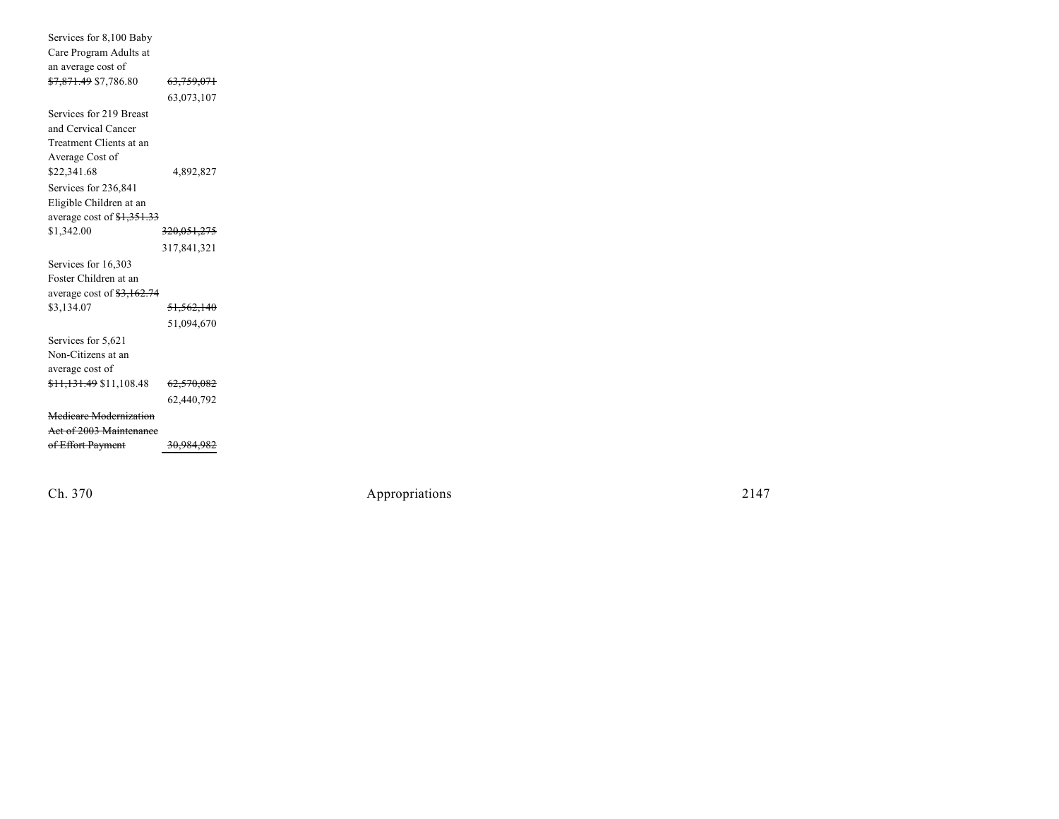| | |
|---|---|
| Services for 8,100 Baby Care Program Adults at an average cost of ~~$7,871.49~~ $7,786.80 | ~~63,759,071~~ 63,073,107 |
| Services for 219 Breast and Cervical Cancer Treatment Clients at an Average Cost of $22,341.68 | 4,892,827 |
| Services for 236,841 Eligible Children at an average cost of ~~$1,351.33~~ $1,342.00 | ~~320,051,275~~ 317,841,321 |
| Services for 16,303 Foster Children at an average cost of ~~$3,162.74~~ $3,134.07 | ~~51,562,140~~ 51,094,670 |
| Services for 5,621 Non-Citizens at an average cost of ~~$11,131.49~~ $11,108.48 | ~~62,570,082~~ 62,440,792 |
| ~~Medicare Modernization Act of 2003 Maintenance of Effort Payment~~ | ~~30,984,982~~ |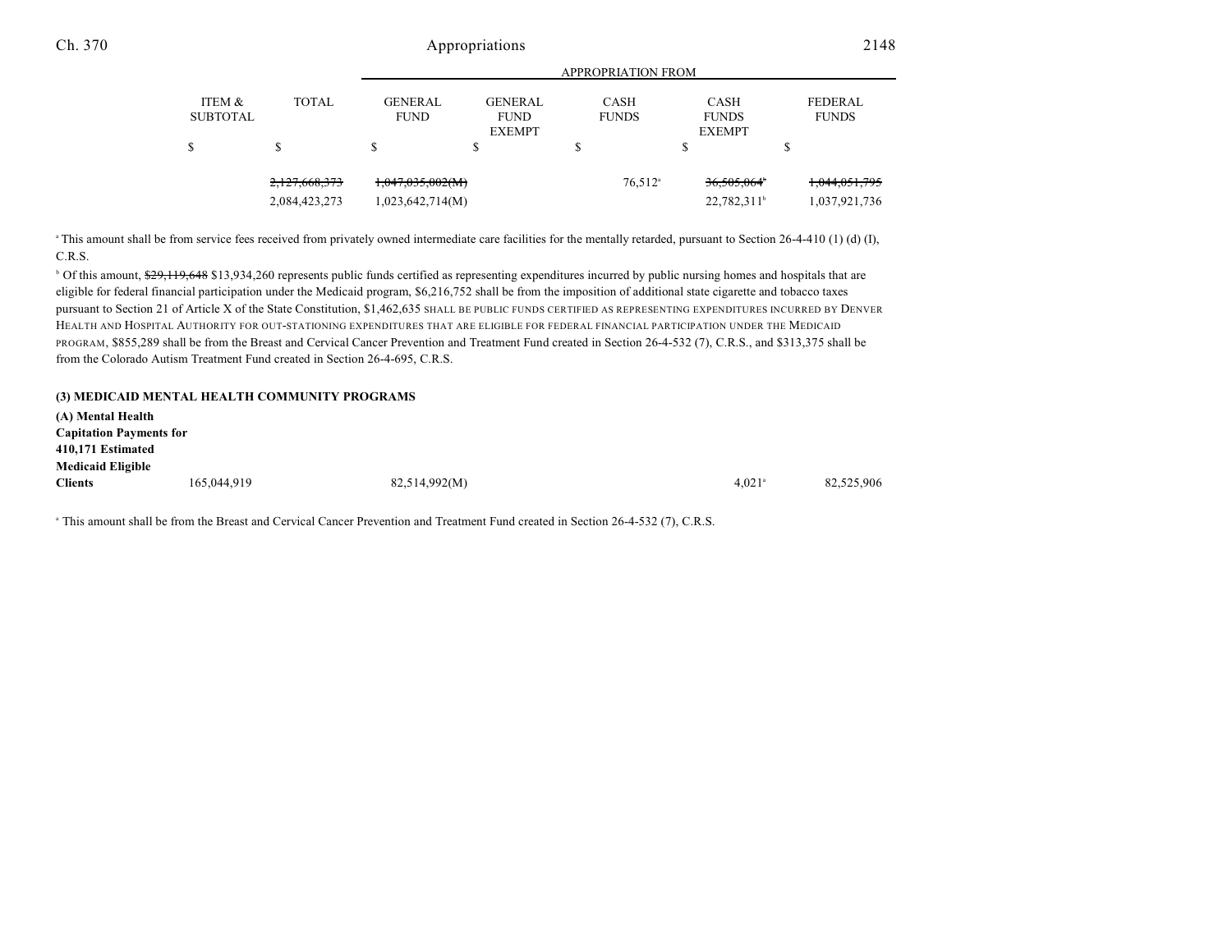| ITEM & SUBTOTAL | TOTAL | APPROPRIATION FROM GENERAL FUND | GENERAL FUND EXEMPT | CASH FUNDS | CASH FUNDS EXEMPT | FEDERAL FUNDS |
|---|---|---|---|---|---|---|
| $ | $ | $ | $ | $ | $ | $ |
| | ~~2,127,668,373~~ | ~~1,047,035,002(M)~~ | | 76,512[a] | ~~36,505,064~~[b] | ~~1,044,051,795~~ |
| | 2,084,423,273 | 1,023,642,714(M) | | | 22,782,311[b] | 1,037,921,736 |

[a] This amount shall be from service fees received from privately owned intermediate care facilities for the mentally retarded, pursuant to Section 26-4-410 (1) (d) (I), C.R.S.

[b] Of this amount, ~~$29,119,648~~ $13,934,260 represents public funds certified as representing expenditures incurred by public nursing homes and hospitals that are eligible for federal financial participation under the Medicaid program, $6,216,752 shall be from the imposition of additional state cigarette and tobacco taxes pursuant to Section 21 of Article X of the State Constitution, $1,462,635 SHALL BE PUBLIC FUNDS CERTIFIED AS REPRESENTING EXPENDITURES INCURRED BY DENVER HEALTH AND HOSPITAL AUTHORITY FOR OUT-STATIONING EXPENDITURES THAT ARE ELIGIBLE FOR FEDERAL FINANCIAL PARTICIPATION UNDER THE MEDICAID PROGRAM, $855,289 shall be from the Breast and Cervical Cancer Prevention and Treatment Fund created in Section 26-4-532 (7), C.R.S., and $313,375 shall be from the Colorado Autism Treatment Fund created in Section 26-4-695, C.R.S.

**(3) MEDICAID MENTAL HEALTH COMMUNITY PROGRAMS**

| ITEM & SUBTOTAL | TOTAL | GENERAL FUND | GENERAL FUND EXEMPT | CASH FUNDS | CASH FUNDS EXEMPT | FEDERAL FUNDS |
|---|---|---|---|---|---|---|
| **(A) Mental Health Capitation Payments for 410,171 Estimated Medicaid Eligible Clients** 165,044,919 | | 82,514,992(M) | | | 4,021[a] | 82,525,906 |

[a] This amount shall be from the Breast and Cervical Cancer Prevention and Treatment Fund created in Section 26-4-532 (7), C.R.S.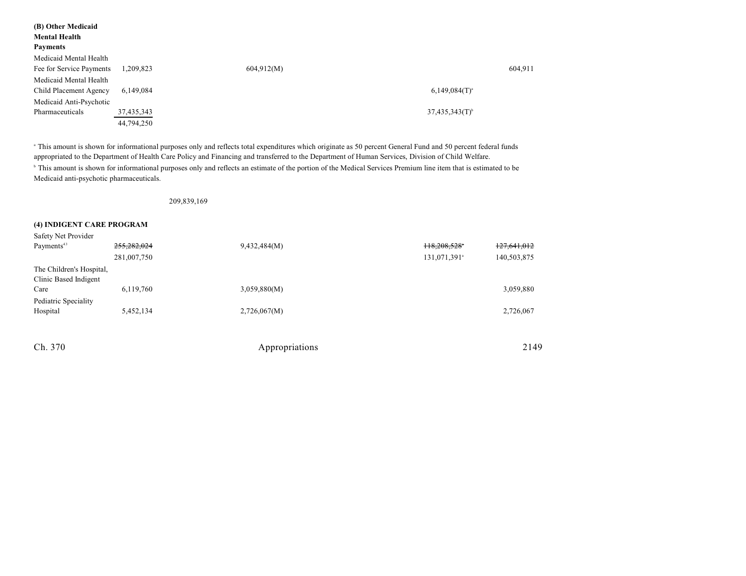**(B) Other Medicaid Mental Health Payments**

| | | | | | |
|---|---|---|---|---|---|
| Medicaid Mental Health Fee for Service Payments | 1,209,823 | 604,912(M) | | | 604,911 |
| Medicaid Mental Health Child Placement Agency | 6,149,084 | | | 6,149,084(T)[a] | |
| Medicaid Anti-Psychotic Pharmaceuticals | 37,435,343 | | | 37,435,343(T)[b] | |
| | 44,794,250 | | | | |

[a] This amount is shown for informational purposes only and reflects total expenditures which originate as 50 percent General Fund and 50 percent federal funds appropriated to the Department of Health Care Policy and Financing and transferred to the Department of Human Services, Division of Child Welfare.

[b] This amount is shown for informational purposes only and reflects an estimate of the portion of the Medical Services Premium line item that is estimated to be Medicaid anti-psychotic pharmaceuticals.

209,839,169

**(4) INDIGENT CARE PROGRAM**

| | | | | | |
|---|---|---|---|---|---|
| Safety Net Provider Payments[43] | ~~255,282,024~~ 281,007,750 | 9,432,484(M) | | ~~118,208,528~~[a] 131,071,391[a] | ~~127,641,012~~ 140,503,875 |
| The Children's Hospital, Clinic Based Indigent Care | 6,119,760 | 3,059,880(M) | | | 3,059,880 |
| Pediatric Speciality Hospital | 5,452,134 | 2,726,067(M) | | | 2,726,067 |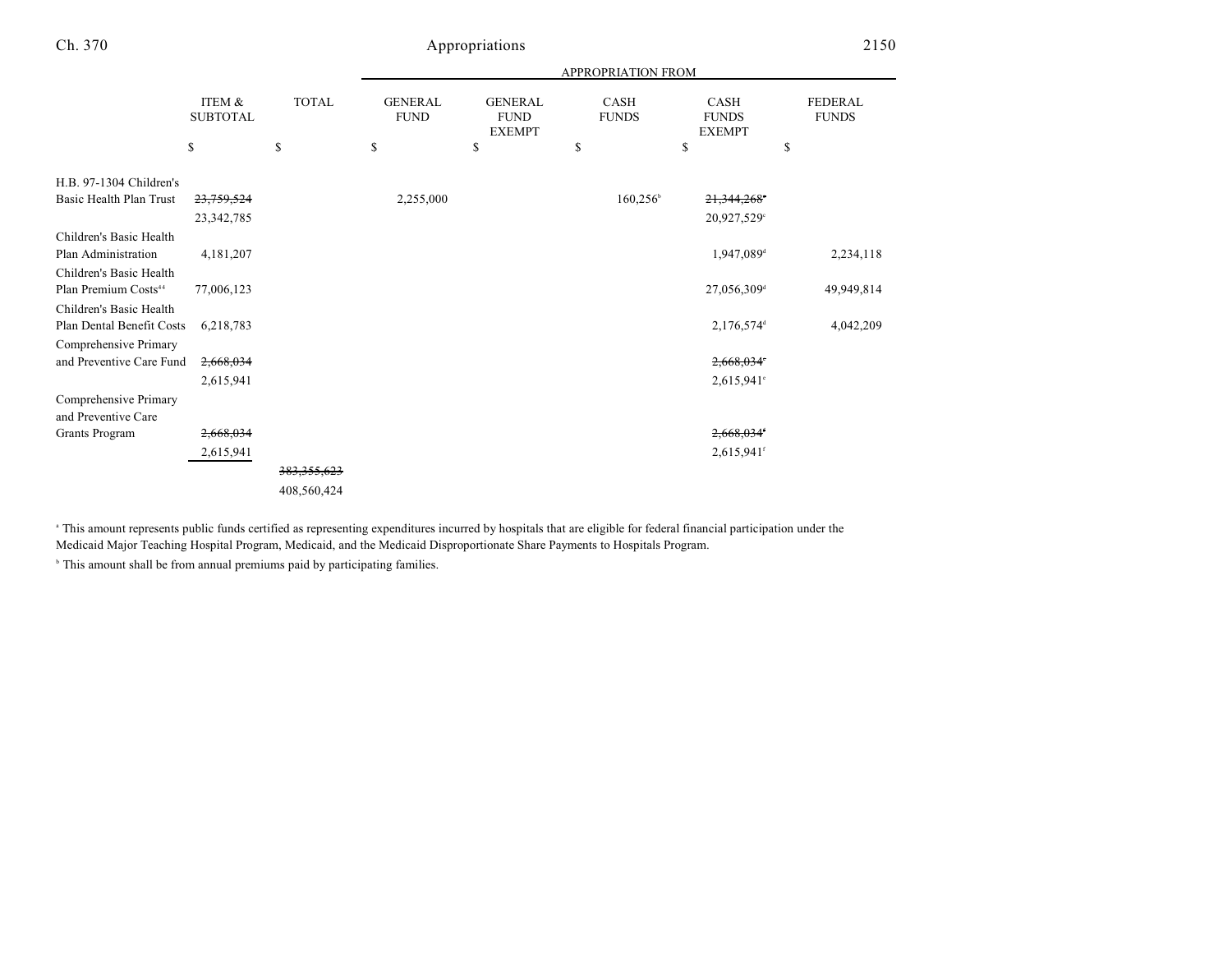| | ITEM & SUBTOTAL | TOTAL | APPROPRIATION FROM | | | | |
|---|---|---|---|---|---|---|---|
| | | | GENERAL FUND | GENERAL FUND EXEMPT | CASH FUNDS | CASH FUNDS EXEMPT | FEDERAL FUNDS |
| | $ | $ | $ | $ | $ | $ | $ |
| H.B. 97-1304 Children's Basic Health Plan Trust | ~~23,759,524~~ 23,342,785 | | 2,255,000 | | 160,256[b] | ~~21,344,268~~[a] 20,927,529[c] | |
| Children's Basic Health Plan Administration | 4,181,207 | | | | | 1,947,089[d] | 2,234,118 |
| Children's Basic Health Plan Premium Costs[44] | 77,006,123 | | | | | 27,056,309[d] | 49,949,814 |
| Children's Basic Health Plan Dental Benefit Costs | 6,218,783 | | | | | 2,176,574[d] | 4,042,209 |
| Comprehensive Primary and Preventive Care Fund | ~~2,668,034~~ 2,615,941 | | | | | ~~2,668,034~~[c] 2,615,941[c] | |
| Comprehensive Primary and Preventive Care Grants Program | ~~2,668,034~~ 2,615,941 | | | | | ~~2,668,034~~[f] 2,615,941[f] | |
| | | ~~383,355,623~~ 408,560,424 | | | | | |

[a] This amount represents public funds certified as representing expenditures incurred by hospitals that are eligible for federal financial participation under the Medicaid Major Teaching Hospital Program, Medicaid, and the Medicaid Disproportionate Share Payments to Hospitals Program.

[b] This amount shall be from annual premiums paid by participating families.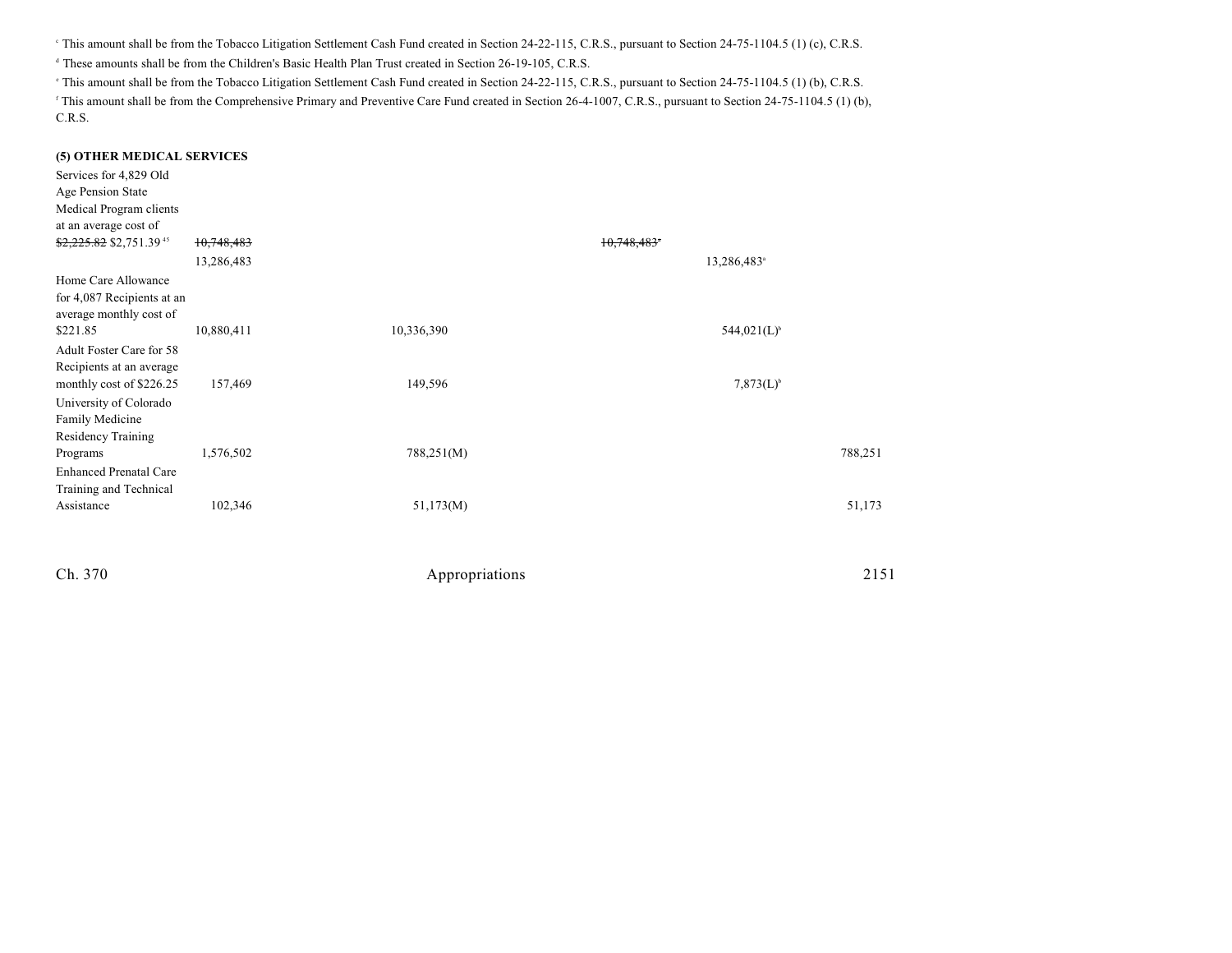[c] This amount shall be from the Tobacco Litigation Settlement Cash Fund created in Section 24-22-115, C.R.S., pursuant to Section 24-75-1104.5 (1) (c), C.R.S.

[d] These amounts shall be from the Children's Basic Health Plan Trust created in Section 26-19-105, C.R.S.

[e] This amount shall be from the Tobacco Litigation Settlement Cash Fund created in Section 24-22-115, C.R.S., pursuant to Section 24-75-1104.5 (1) (b), C.R.S.

[f] This amount shall be from the Comprehensive Primary and Preventive Care Fund created in Section 26-4-1007, C.R.S., pursuant to Section 24-75-1104.5 (1) (b), C.R.S.

**(5) OTHER MEDICAL SERVICES**

| Item | Total | General Fund | | Cash Funds | Cash Funds Exempt | Federal Funds |
|---|---|---|---|---|---|---|
| Services for 4,829 Old Age Pension State Medical Program clients at an average cost of ~~$2,225.82~~ $2,751.39[45] | ~~10,748,483~~ 13,286,483 | | | ~~10,748,483[a]~~ | 13,286,483[a] | |
| Home Care Allowance for 4,087 Recipients at an average monthly cost of $221.85 | 10,880,411 | 10,336,390 | | | 544,021(L)[b] | |
| Adult Foster Care for 58 Recipients at an average monthly cost of $226.25 | 157,469 | 149,596 | | | 7,873(L)[b] | |
| University of Colorado Family Medicine Residency Training Programs | 1,576,502 | 788,251(M) | | | | 788,251 |
| Enhanced Prenatal Care Training and Technical Assistance | 102,346 | 51,173(M) | | | | 51,173 |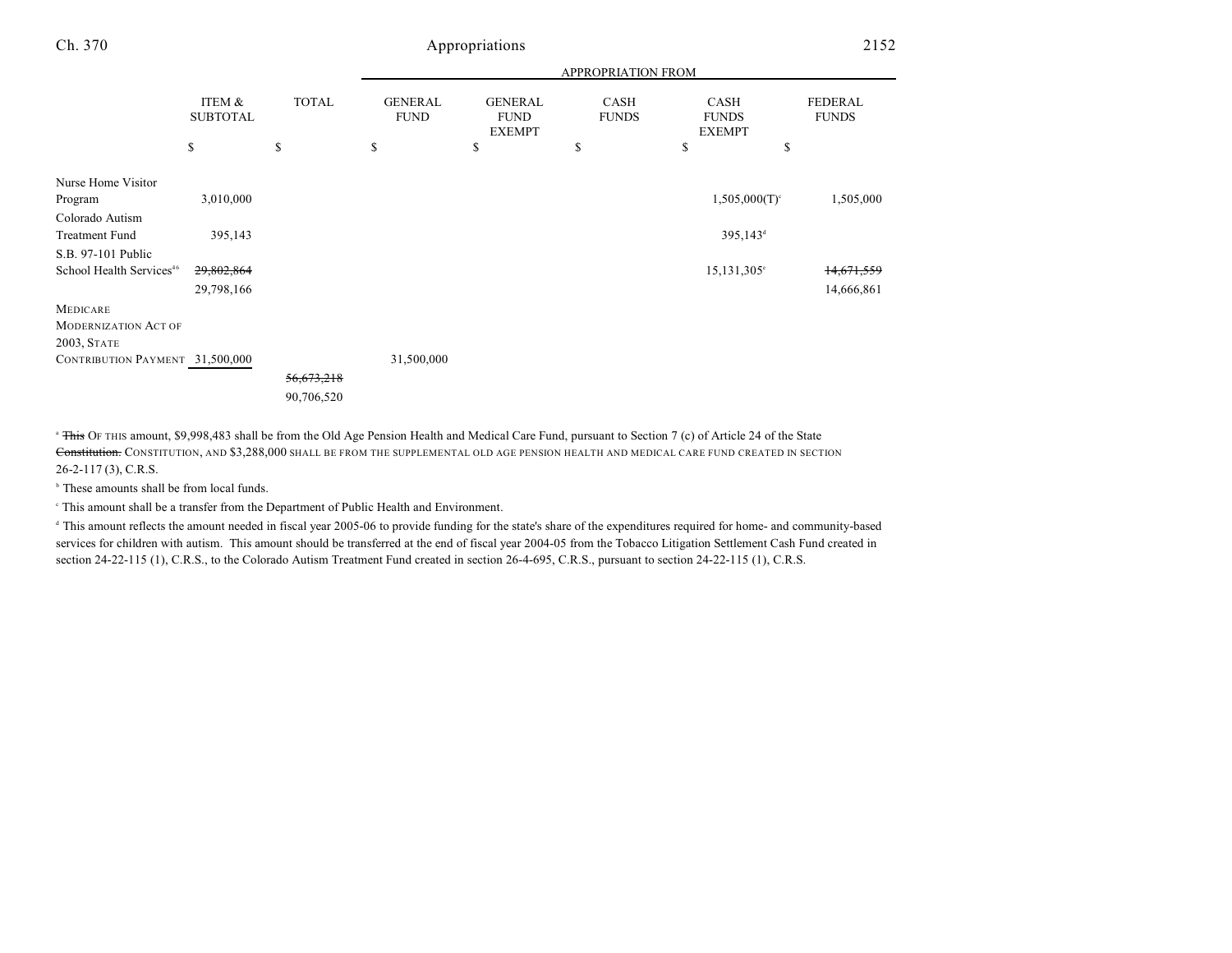| | ITEM & SUBTOTAL | TOTAL | APPROPRIATION FROM GENERAL FUND | GENERAL FUND EXEMPT | CASH FUNDS | CASH FUNDS EXEMPT | FEDERAL FUNDS |
|---|---|---|---|---|---|---|---|
| | $ | $ | $ | $ | $ | $ | $ |
| Nurse Home Visitor Program | 3,010,000 | | | | | 1,505,000(T)[c] | 1,505,000 |
| Colorado Autism Treatment Fund | 395,143 | | | | | 395,143[d] | |
| S.B. 97-101 Public School Health Services[46] | ~~29,802,864~~ 29,798,166 | | | | | 15,131,305[e] | ~~14,671,559~~ 14,666,861 |
| MEDICARE MODERNIZATION ACT OF 2003, STATE CONTRIBUTION PAYMENT | 31,500,000 | | 31,500,000 | | | | |
| | | ~~56,673,218~~ 90,706,520 | | | | | |

[a] ~~This~~ OF THIS amount, $9,998,483 shall be from the Old Age Pension Health and Medical Care Fund, pursuant to Section 7 (c) of Article 24 of the State ~~Constitution.~~ CONSTITUTION, AND $3,288,000 SHALL BE FROM THE SUPPLEMENTAL OLD AGE PENSION HEALTH AND MEDICAL CARE FUND CREATED IN SECTION 26-2-117 (3), C.R.S.

[b] These amounts shall be from local funds.

[c] This amount shall be a transfer from the Department of Public Health and Environment.

[d] This amount reflects the amount needed in fiscal year 2005-06 to provide funding for the state's share of the expenditures required for home- and community-based services for children with autism. This amount should be transferred at the end of fiscal year 2004-05 from the Tobacco Litigation Settlement Cash Fund created in section 24-22-115 (1), C.R.S., to the Colorado Autism Treatment Fund created in section 26-4-695, C.R.S., pursuant to section 24-22-115 (1), C.R.S.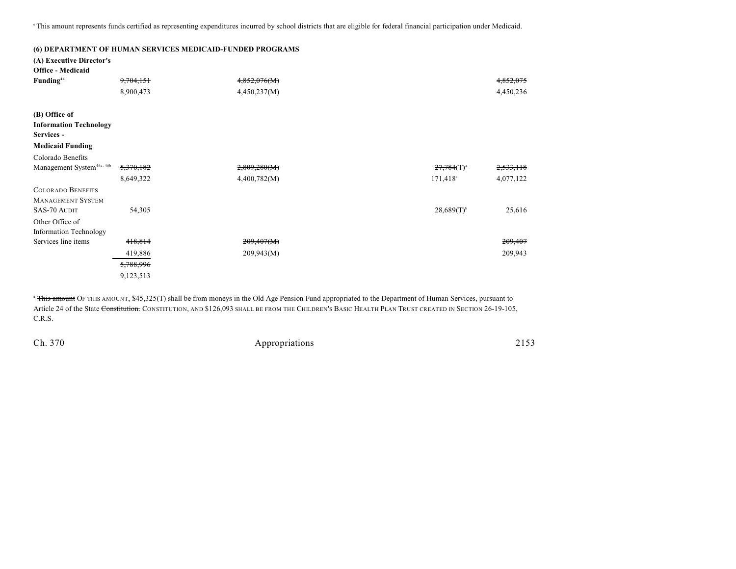[c] This amount represents funds certified as representing expenditures incurred by school districts that are eligible for federal financial participation under Medicaid.

**(6) DEPARTMENT OF HUMAN SERVICES MEDICAID-FUNDED PROGRAMS**

| | | | | |
|---|---|---|---|---|
| **(A) Executive Director's Office - Medicaid Funding**[44] | ~~9,704,151~~ | ~~4,852,076(M)~~ | | ~~4,852,075~~ |
| | 8,900,473 | 4,450,237(M) | | 4,450,236 |
| **(B) Office of Information Technology Services - Medicaid Funding** | | | | |
| Colorado Benefits Management System[46a, 46b] | ~~5,370,182~~ | ~~2,809,280(M)~~ | ~~27,784(T)~~[a] | ~~2,533,118~~ |
| | 8,649,322 | 4,400,782(M) | 171,418[a] | 4,077,122 |
| COLORADO BENEFITS MANAGEMENT SYSTEM SAS-70 AUDIT | 54,305 | | 28,689(T)[b] | 25,616 |
| Other Office of Information Technology Services line items | ~~418,814~~ | ~~209,407(M)~~ | | ~~209,407~~ |
| | 419,886 | 209,943(M) | | 209,943 |
| | ~~5,788,996~~ | | | |
| | 9,123,513 | | | |

[a] ~~This amount~~ OF THIS AMOUNT, $45,325(T) shall be from moneys in the Old Age Pension Fund appropriated to the Department of Human Services, pursuant to Article 24 of the State ~~Constitution.~~ CONSTITUTION, AND $126,093 SHALL BE FROM THE CHILDREN'S BASIC HEALTH PLAN TRUST CREATED IN SECTION 26-19-105, C.R.S.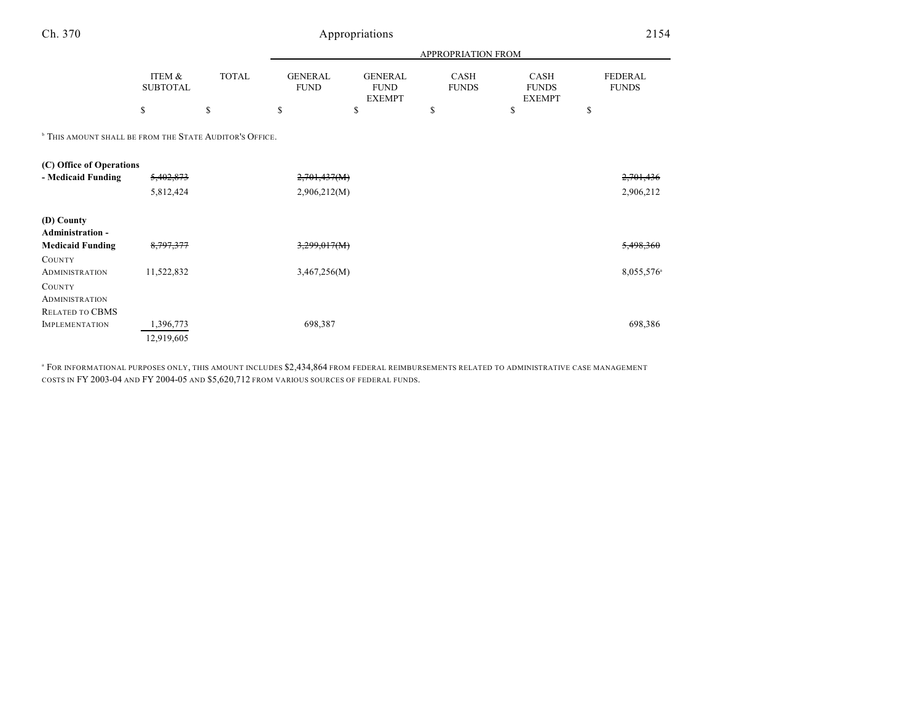| | ITEM & SUBTOTAL | TOTAL | APPROPRIATION FROM GENERAL FUND | GENERAL FUND EXEMPT | CASH FUNDS | CASH FUNDS EXEMPT | FEDERAL FUNDS |
|---|---|---|---|---|---|---|---|
| | $ | $ | $ | $ | $ | $ | $ |

[b] THIS AMOUNT SHALL BE FROM THE STATE AUDITOR'S OFFICE.

| | ITEM & SUBTOTAL | TOTAL | GENERAL FUND | GENERAL FUND EXEMPT | CASH FUNDS | CASH FUNDS EXEMPT | FEDERAL FUNDS |
|---|---|---|---|---|---|---|---|
| **(C) Office of Operations - Medicaid Funding** | ~~5,402,873~~ | | ~~2,701,437(M)~~ | | | | ~~2,701,436~~ |
| | 5,812,424 | | 2,906,212(M) | | | | 2,906,212 |
| **(D) County Administration - Medicaid Funding** | ~~8,797,377~~ | | ~~3,299,017(M)~~ | | | | ~~5,498,360~~ |
| COUNTY ADMINISTRATION | 11,522,832 | | 3,467,256(M) | | | | 8,055,576[a] |
| COUNTY ADMINISTRATION RELATED TO CBMS IMPLEMENTATION | 1,396,773 | | 698,387 | | | | 698,386 |
| | 12,919,605 | | | | | | |

[a] FOR INFORMATIONAL PURPOSES ONLY, THIS AMOUNT INCLUDES $2,434,864 FROM FEDERAL REIMBURSEMENTS RELATED TO ADMINISTRATIVE CASE MANAGEMENT COSTS IN FY 2003-04 AND FY 2004-05 AND $5,620,712 FROM VARIOUS SOURCES OF FEDERAL FUNDS.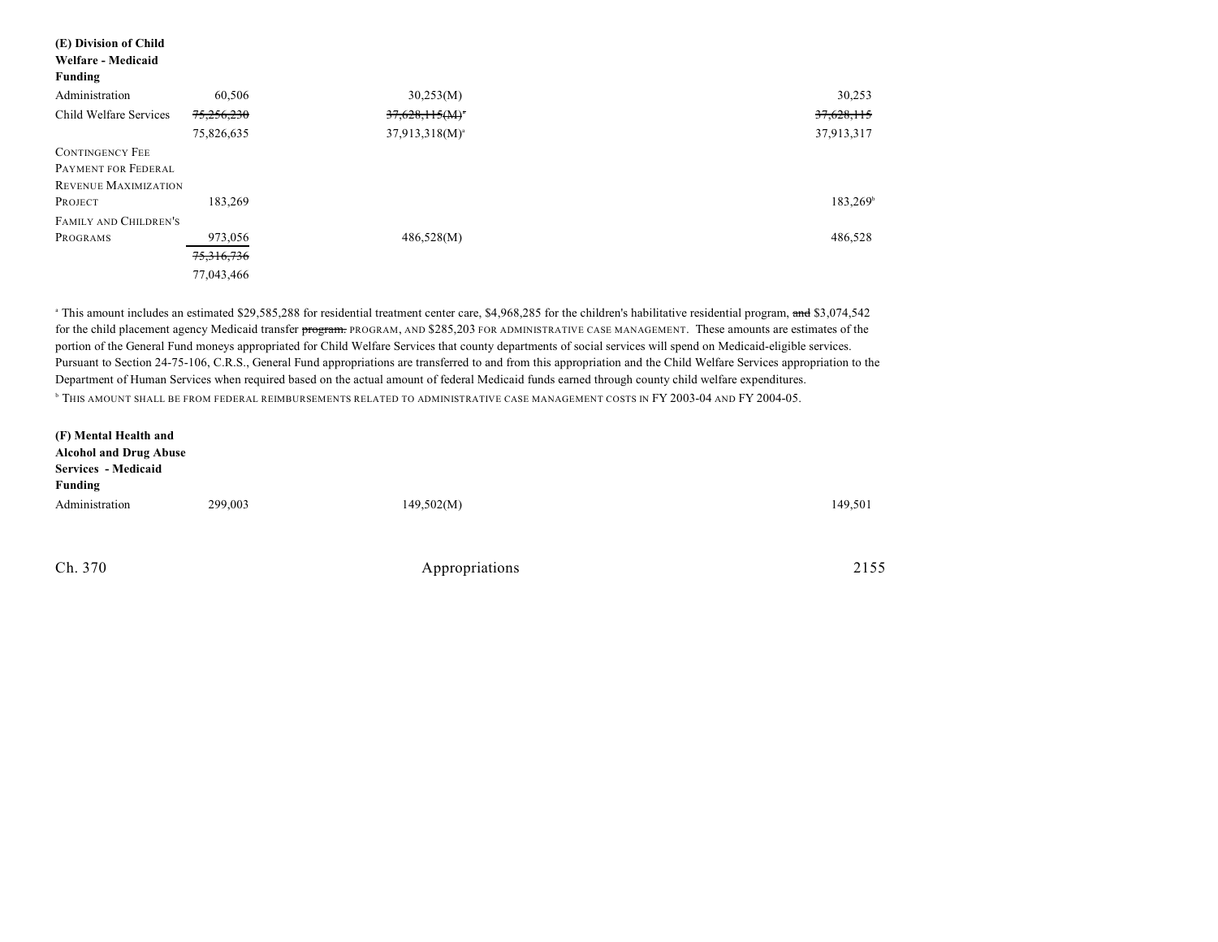**(E) Division of Child Welfare - Medicaid Funding**

| | | | |
|---|---|---|---|
| Administration | 60,506 | 30,253(M) | 30,253 |
| Child Welfare Services | ~~75,256,230~~ | ~~37,628,115(M)[a]~~ | ~~37,628,115~~ |
| | 75,826,635 | 37,913,318(M)[a] | 37,913,317 |
| CONTINGENCY FEE PAYMENT FOR FEDERAL REVENUE MAXIMIZATION PROJECT | 183,269 | | 183,269[b] |
| FAMILY AND CHILDREN'S PROGRAMS | 973,056 | 486,528(M) | 486,528 |
| | ~~75,316,736~~ | | |
| | 77,043,466 | | |

[a] This amount includes an estimated $29,585,288 for residential treatment center care, $4,968,285 for the children's habilitative residential program, ~~and~~ $3,074,542 for the child placement agency Medicaid transfer ~~program.~~ PROGRAM, AND $285,203 FOR ADMINISTRATIVE CASE MANAGEMENT. These amounts are estimates of the portion of the General Fund moneys appropriated for Child Welfare Services that county departments of social services will spend on Medicaid-eligible services. Pursuant to Section 24-75-106, C.R.S., General Fund appropriations are transferred to and from this appropriation and the Child Welfare Services appropriation to the Department of Human Services when required based on the actual amount of federal Medicaid funds earned through county child welfare expenditures.

[b] THIS AMOUNT SHALL BE FROM FEDERAL REIMBURSEMENTS RELATED TO ADMINISTRATIVE CASE MANAGEMENT COSTS IN FY 2003-04 AND FY 2004-05.

**(F) Mental Health and Alcohol and Drug Abuse Services - Medicaid Funding**

| | | | |
|---|---|---|---|
| Administration | 299,003 | 149,502(M) | 149,501 |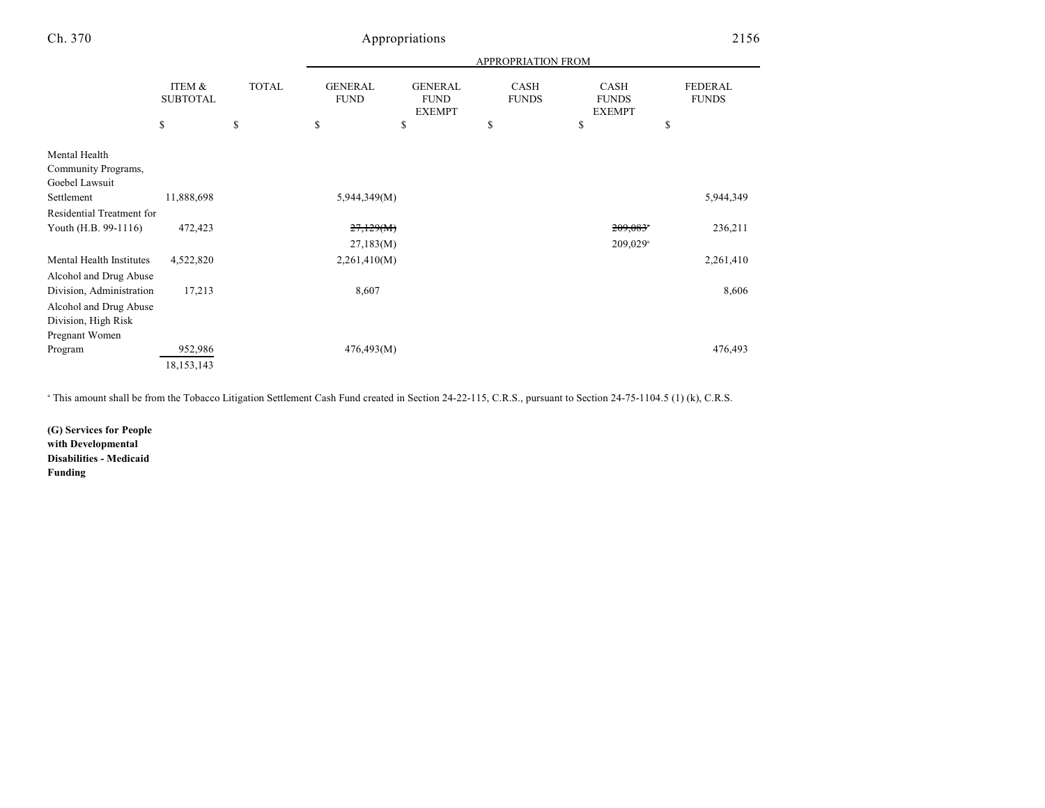| | ITEM & SUBTOTAL | TOTAL | APPROPRIATION FROM GENERAL FUND | GENERAL FUND EXEMPT | CASH FUNDS | CASH FUNDS EXEMPT | FEDERAL FUNDS |
|---|---|---|---|---|---|---|---|
| | $ | $ | $ | $ | $ | $ | $ |
| Mental Health Community Programs, Goebel Lawsuit Settlement | 11,888,698 | | 5,944,349(M) | | | | 5,944,349 |
| Residential Treatment for Youth (H.B. 99-1116) | 472,423 | | ~~27,129(M)~~ 27,183(M) | | | ~~209,083[a]~~ 209,029[a] | 236,211 |
| Mental Health Institutes | 4,522,820 | | 2,261,410(M) | | | | 2,261,410 |
| Alcohol and Drug Abuse Division, Administration | 17,213 | | 8,607 | | | | 8,606 |
| Alcohol and Drug Abuse Division, High Risk Pregnant Women Program | 952,986 | | 476,493(M) | | | | 476,493 |
| | 18,153,143 | | | | | | |

[a] This amount shall be from the Tobacco Litigation Settlement Cash Fund created in Section 24-22-115, C.R.S., pursuant to Section 24-75-1104.5 (1) (k), C.R.S.

**(G) Services for People with Developmental Disabilities - Medicaid Funding**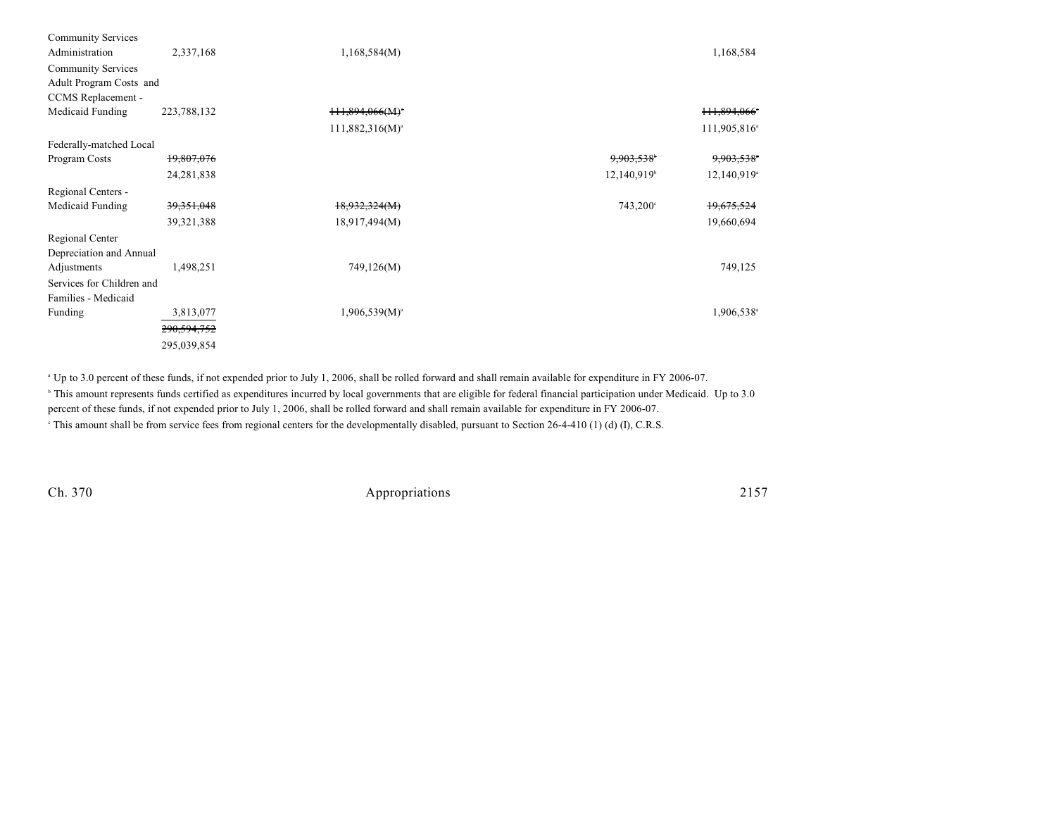| | | | | | |
|---|---|---|---|---|---|
| Community Services Administration | 2,337,168 | 1,168,584(M) | | | 1,168,584 |
| Community Services Adult Program Costs and CCMS Replacement - Medicaid Funding | 223,788,132 | ~~111,894,066(M)[a]~~ 111,882,316(M)[a] | | | ~~111,894,066[a]~~ 111,905,816[a] |
| Federally-matched Local Program Costs | ~~19,807,076~~ 24,281,838 | | | ~~9,903,538[b]~~ 12,140,919[b] | ~~9,903,538[a]~~ 12,140,919[a] |
| Regional Centers - Medicaid Funding | ~~39,351,048~~ 39,321,388 | ~~18,932,324(M)~~ 18,917,494(M) | | 743,200[c] | ~~19,675,524~~ 19,660,694 |
| Regional Center Depreciation and Annual Adjustments | 1,498,251 | 749,126(M) | | | 749,125 |
| Services for Children and Families - Medicaid Funding | 3,813,077 | 1,906,539(M)[a] | | | 1,906,538[a] |
| | ~~290,594,752~~ 295,039,854 | | | | |

[a] Up to 3.0 percent of these funds, if not expended prior to July 1, 2006, shall be rolled forward and shall remain available for expenditure in FY 2006-07.

[b] This amount represents funds certified as expenditures incurred by local governments that are eligible for federal financial participation under Medicaid. Up to 3.0 percent of these funds, if not expended prior to July 1, 2006, shall be rolled forward and shall remain available for expenditure in FY 2006-07.

[c] This amount shall be from service fees from regional centers for the developmentally disabled, pursuant to Section 26-4-410 (1) (d) (I), C.R.S.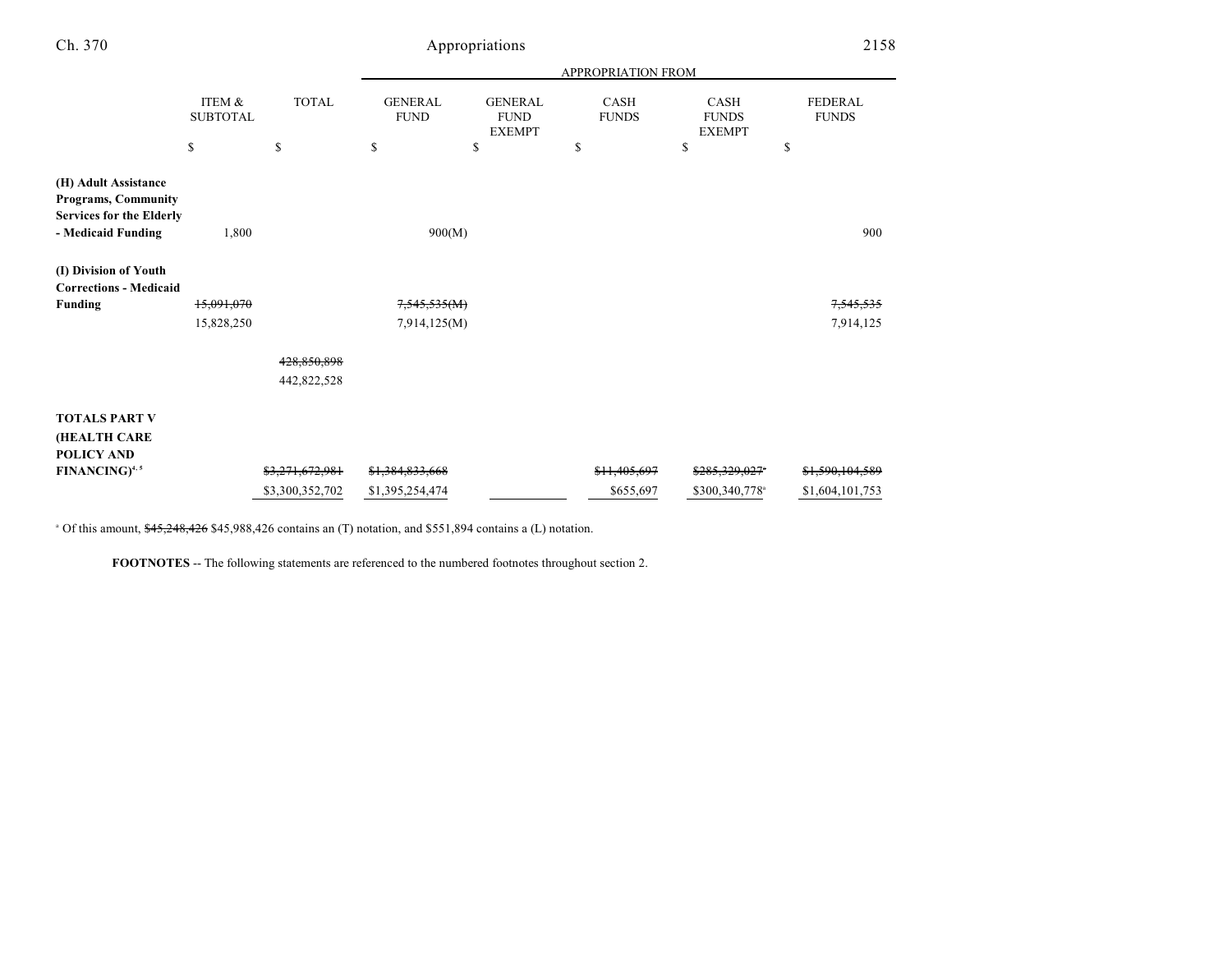| | ITEM & SUBTOTAL | TOTAL | APPROPRIATION FROM GENERAL FUND | GENERAL FUND EXEMPT | CASH FUNDS | CASH FUNDS EXEMPT | FEDERAL FUNDS |
|---|---|---|---|---|---|---|---|
| | $ | $ | $ | $ | $ | $ | $ |
| **(H) Adult Assistance Programs, Community Services for the Elderly - Medicaid Funding** | 1,800 | | 900(M) | | | | 900 |
| **(I) Division of Youth Corrections - Medicaid Funding** | ~~15,091,070~~ 15,828,250 | | ~~7,545,535(M)~~ 7,914,125(M) | | | | ~~7,545,535~~ 7,914,125 |
| | | ~~428,850,898~~ 442,822,528 | | | | | |
| **TOTALS PART V (HEALTH CARE POLICY AND FINANCING)**[4, 5] | | ~~$3,271,672,981~~ $3,300,352,702 | ~~$1,384,833,668~~ $1,395,254,474 | | ~~$11,405,697~~ $655,697 | ~~$285,329,027~~[a] $300,340,778[a] | ~~$1,590,104,589~~ $1,604,101,753 |

[a] Of this amount, ~~$45,248,426~~ $45,988,426 contains an (T) notation, and $551,894 contains a (L) notation.

**FOOTNOTES** -- The following statements are referenced to the numbered footnotes throughout section 2.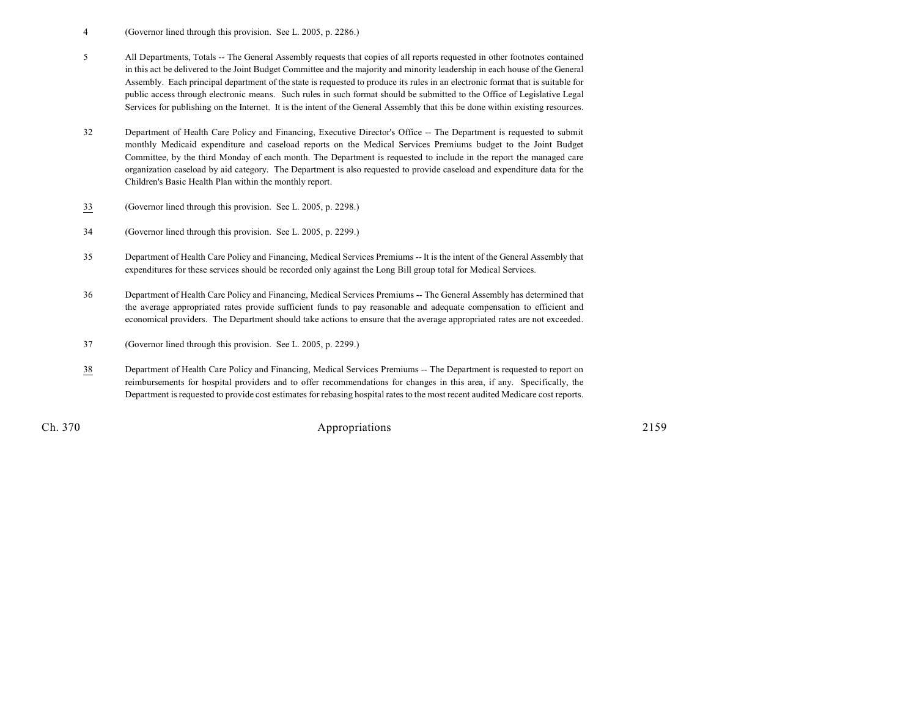4 (Governor lined through this provision. See L. 2005, p. 2286.)

5 All Departments, Totals -- The General Assembly requests that copies of all reports requested in other footnotes contained in this act be delivered to the Joint Budget Committee and the majority and minority leadership in each house of the General Assembly. Each principal department of the state is requested to produce its rules in an electronic format that is suitable for public access through electronic means. Such rules in such format should be submitted to the Office of Legislative Legal Services for publishing on the Internet. It is the intent of the General Assembly that this be done within existing resources.

32 Department of Health Care Policy and Financing, Executive Director's Office -- The Department is requested to submit monthly Medicaid expenditure and caseload reports on the Medical Services Premiums budget to the Joint Budget Committee, by the third Monday of each month. The Department is requested to include in the report the managed care organization caseload by aid category. The Department is also requested to provide caseload and expenditure data for the Children's Basic Health Plan within the monthly report.

33 (Governor lined through this provision. See L. 2005, p. 2298.)

34 (Governor lined through this provision. See L. 2005, p. 2299.)

35 Department of Health Care Policy and Financing, Medical Services Premiums -- It is the intent of the General Assembly that expenditures for these services should be recorded only against the Long Bill group total for Medical Services.

36 Department of Health Care Policy and Financing, Medical Services Premiums -- The General Assembly has determined that the average appropriated rates provide sufficient funds to pay reasonable and adequate compensation to efficient and economical providers. The Department should take actions to ensure that the average appropriated rates are not exceeded.

37 (Governor lined through this provision. See L. 2005, p. 2299.)

38 Department of Health Care Policy and Financing, Medical Services Premiums -- The Department is requested to report on reimbursements for hospital providers and to offer recommendations for changes in this area, if any. Specifically, the Department is requested to provide cost estimates for rebasing hospital rates to the most recent audited Medicare cost reports.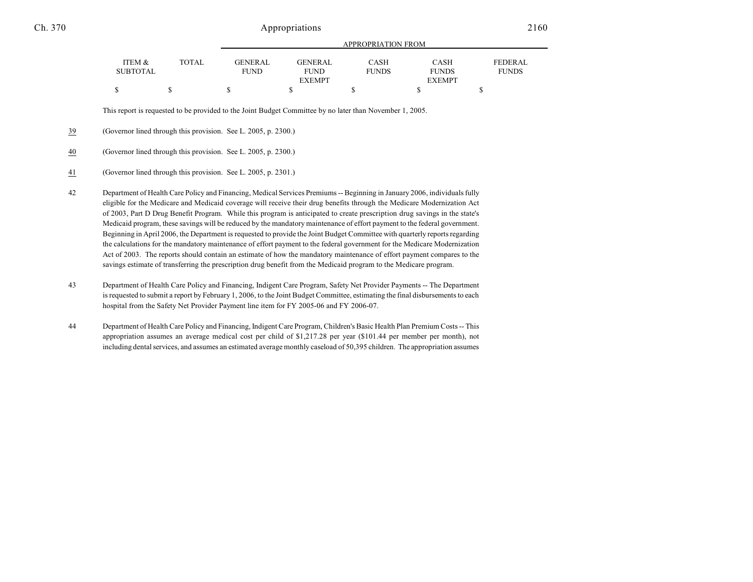| ITEM & SUBTOTAL | TOTAL | GENERAL FUND | GENERAL FUND EXEMPT | CASH FUNDS | CASH FUNDS EXEMPT | FEDERAL FUNDS |
|---|---|---|---|---|---|---|
| $ | $ | $ | $ | $ | $ | $ |

This report is requested to be provided to the Joint Budget Committee by no later than November 1, 2005.

39 (Governor lined through this provision. See L. 2005, p. 2300.)

40 (Governor lined through this provision. See L. 2005, p. 2300.)

41 (Governor lined through this provision. See L. 2005, p. 2301.)

42 Department of Health Care Policy and Financing, Medical Services Premiums -- Beginning in January 2006, individuals fully eligible for the Medicare and Medicaid coverage will receive their drug benefits through the Medicare Modernization Act of 2003, Part D Drug Benefit Program. While this program is anticipated to create prescription drug savings in the state's Medicaid program, these savings will be reduced by the mandatory maintenance of effort payment to the federal government. Beginning in April 2006, the Department is requested to provide the Joint Budget Committee with quarterly reports regarding the calculations for the mandatory maintenance of effort payment to the federal government for the Medicare Modernization Act of 2003. The reports should contain an estimate of how the mandatory maintenance of effort payment compares to the savings estimate of transferring the prescription drug benefit from the Medicaid program to the Medicare program.

43 Department of Health Care Policy and Financing, Indigent Care Program, Safety Net Provider Payments -- The Department is requested to submit a report by February 1, 2006, to the Joint Budget Committee, estimating the final disbursements to each hospital from the Safety Net Provider Payment line item for FY 2005-06 and FY 2006-07.

44 Department of Health Care Policy and Financing, Indigent Care Program, Children's Basic Health Plan Premium Costs -- This appropriation assumes an average medical cost per child of $1,217.28 per year ($101.44 per member per month), not including dental services, and assumes an estimated average monthly caseload of 50,395 children. The appropriation assumes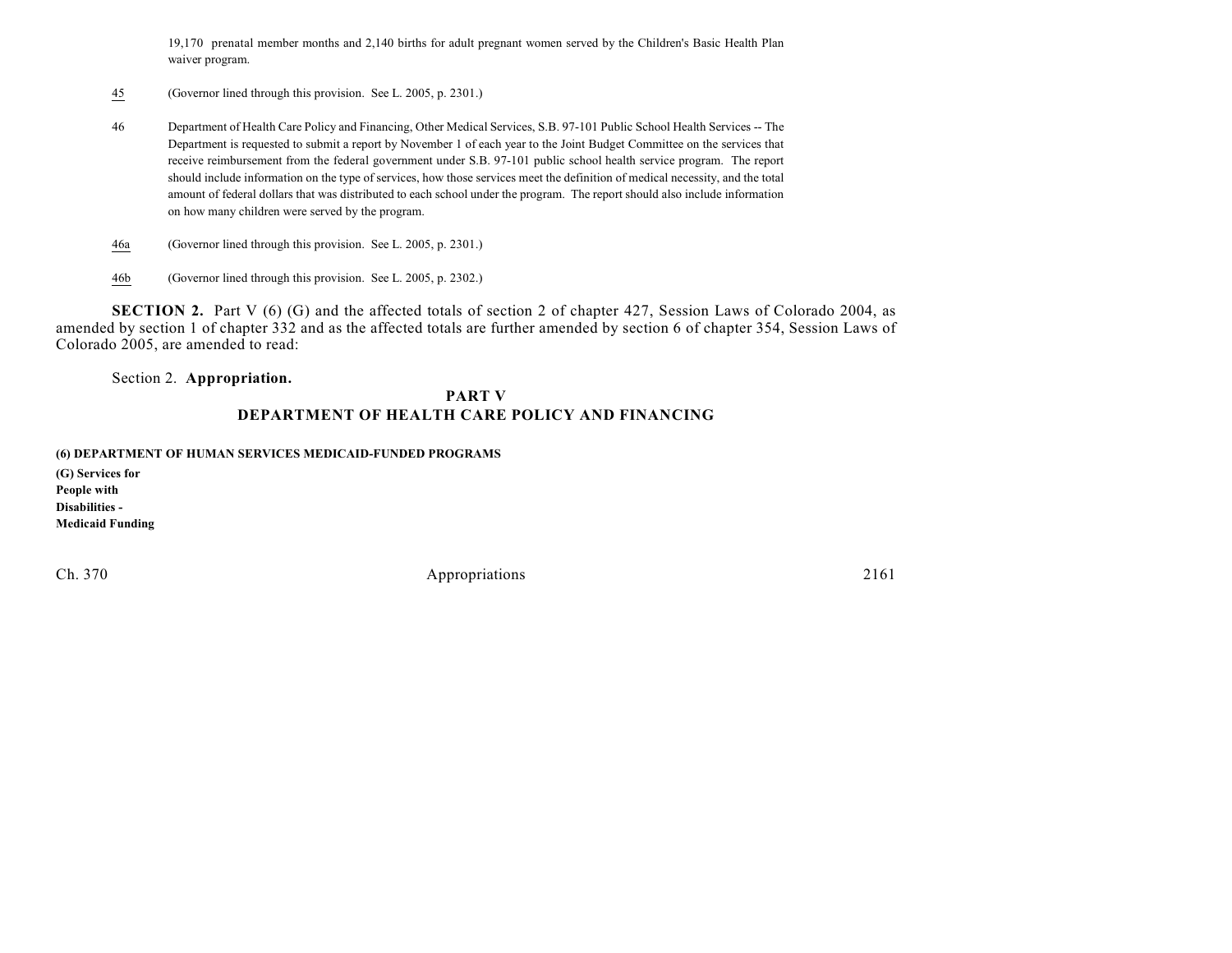19,170 prenatal member months and 2,140 births for adult pregnant women served by the Children's Basic Health Plan waiver program.

45 (Governor lined through this provision. See L. 2005, p. 2301.)

46 Department of Health Care Policy and Financing, Other Medical Services, S.B. 97-101 Public School Health Services -- The Department is requested to submit a report by November 1 of each year to the Joint Budget Committee on the services that receive reimbursement from the federal government under S.B. 97-101 public school health service program. The report should include information on the type of services, how those services meet the definition of medical necessity, and the total amount of federal dollars that was distributed to each school under the program. The report should also include information on how many children were served by the program.

46a (Governor lined through this provision. See L. 2005, p. 2301.)

46b (Governor lined through this provision. See L. 2005, p. 2302.)

**SECTION 2.** Part V (6) (G) and the affected totals of section 2 of chapter 427, Session Laws of Colorado 2004, as amended by section 1 of chapter 332 and as the affected totals are further amended by section 6 of chapter 354, Session Laws of Colorado 2005, are amended to read:

Section 2. **Appropriation.**

## PART V
## DEPARTMENT OF HEALTH CARE POLICY AND FINANCING

**(6) DEPARTMENT OF HUMAN SERVICES MEDICAID-FUNDED PROGRAMS**

**(G) Services for People with Disabilities - Medicaid Funding**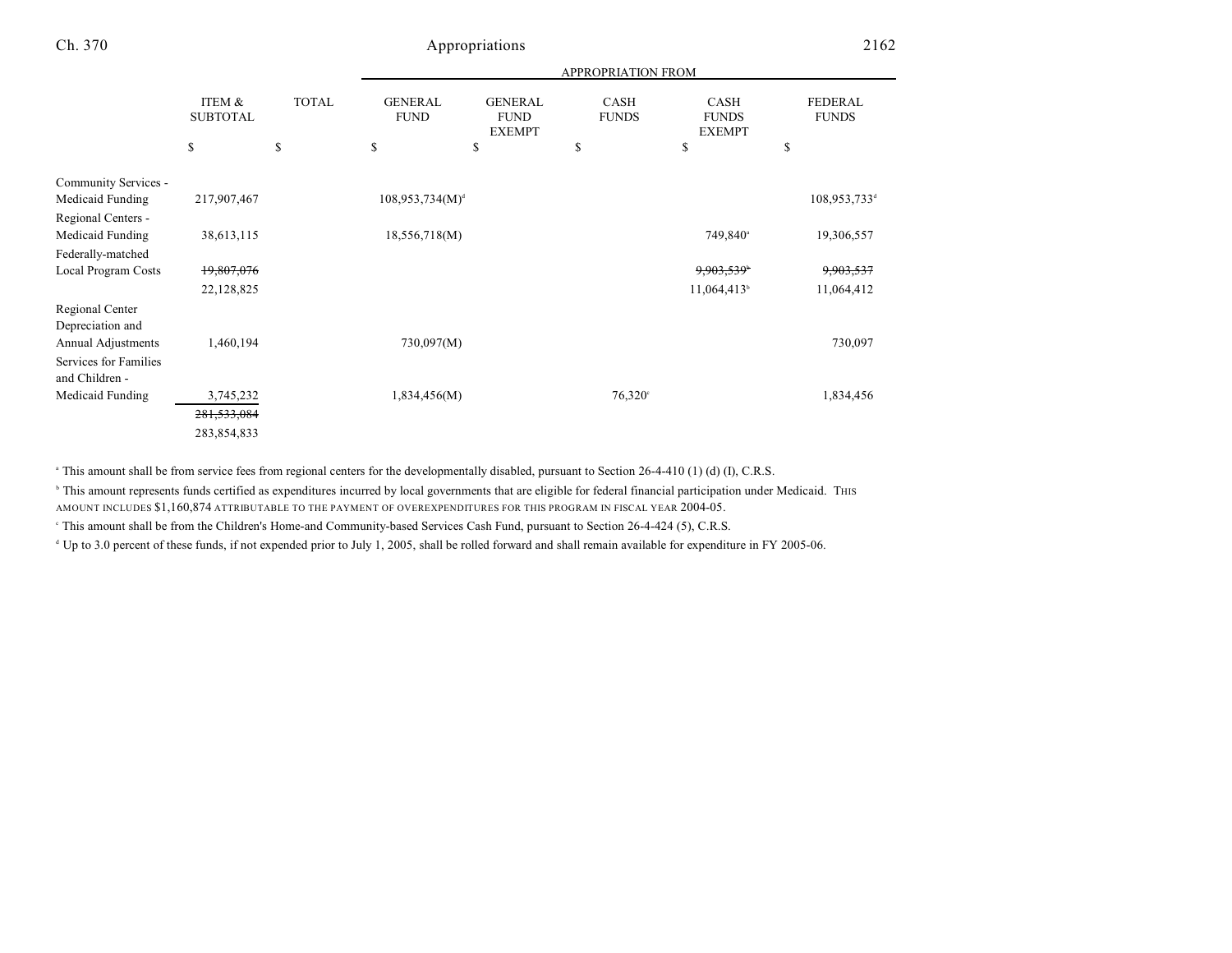| | ITEM & SUBTOTAL | TOTAL | APPROPRIATION FROM GENERAL FUND | GENERAL FUND EXEMPT | CASH FUNDS | CASH FUNDS EXEMPT | FEDERAL FUNDS |
|---|---|---|---|---|---|---|---|
| | $ | $ | $ | $ | $ | $ | $ |
| Community Services - Medicaid Funding | 217,907,467 | | 108,953,734(M)[d] | | | | 108,953,733[d] |
| Regional Centers - Medicaid Funding | 38,613,115 | | 18,556,718(M) | | | 749,840[a] | 19,306,557 |
| Federally-matched Local Program Costs | ~~19,807,076~~ 22,128,825 | | | | | ~~9,903,539~~[b] 11,064,413[b] | ~~9,903,537~~ 11,064,412 |
| Regional Center Depreciation and Annual Adjustments | 1,460,194 | | 730,097(M) | | | | 730,097 |
| Services for Families and Children - Medicaid Funding | 3,745,232 | | 1,834,456(M) | | 76,320[c] | | 1,834,456 |
| | ~~281,533,084~~ 283,854,833 | | | | | | |

[a] This amount shall be from service fees from regional centers for the developmentally disabled, pursuant to Section 26-4-410 (1) (d) (I), C.R.S.

[b] This amount represents funds certified as expenditures incurred by local governments that are eligible for federal financial participation under Medicaid. THIS AMOUNT INCLUDES $1,160,874 ATTRIBUTABLE TO THE PAYMENT OF OVEREXPENDITURES FOR THIS PROGRAM IN FISCAL YEAR 2004-05.

[c] This amount shall be from the Children's Home-and Community-based Services Cash Fund, pursuant to Section 26-4-424 (5), C.R.S.

[d] Up to 3.0 percent of these funds, if not expended prior to July 1, 2005, shall be rolled forward and shall remain available for expenditure in FY 2005-06.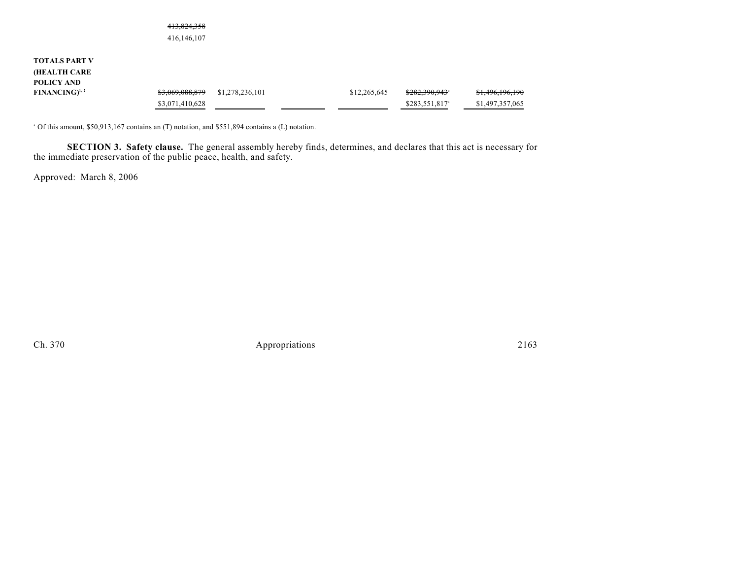| | | | | | | |
|---|---|---|---|---|---|---|
| | ~~413,824,358~~ 416,146,107 | | | | | |
| **TOTALS PART V (HEALTH CARE POLICY AND FINANCING)**[1, 2] | ~~$3,069,088,879~~ $3,071,410,628 | $1,278,236,101 | | $12,265,645 | ~~$282,390,943[a]~~ $283,551,817[a] | ~~$1,496,196,190~~ $1,497,357,065 |

[a] Of this amount, $50,913,167 contains an (T) notation, and $551,894 contains a (L) notation.

**SECTION 3. Safety clause.** The general assembly hereby finds, determines, and declares that this act is necessary for the immediate preservation of the public peace, health, and safety.

Approved: March 8, 2006